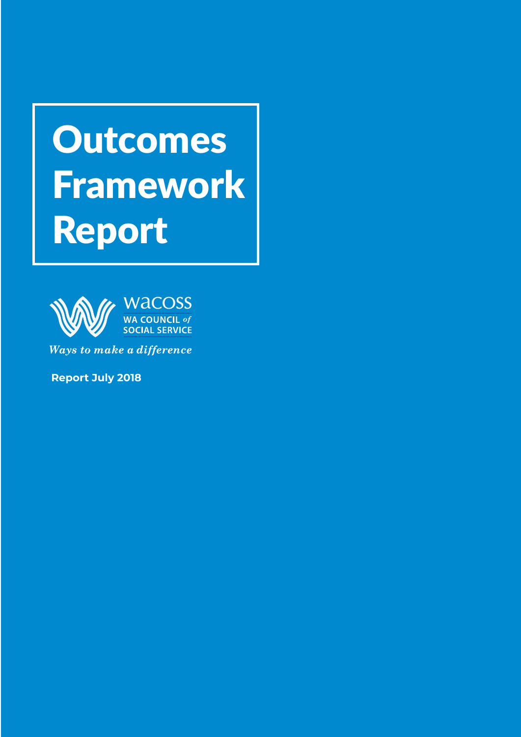# Outcomes Framework Report

wacoss
WA COUNCIL *of* SOCIAL SERVICE

*Ways to make a difference*

**Report July 2018**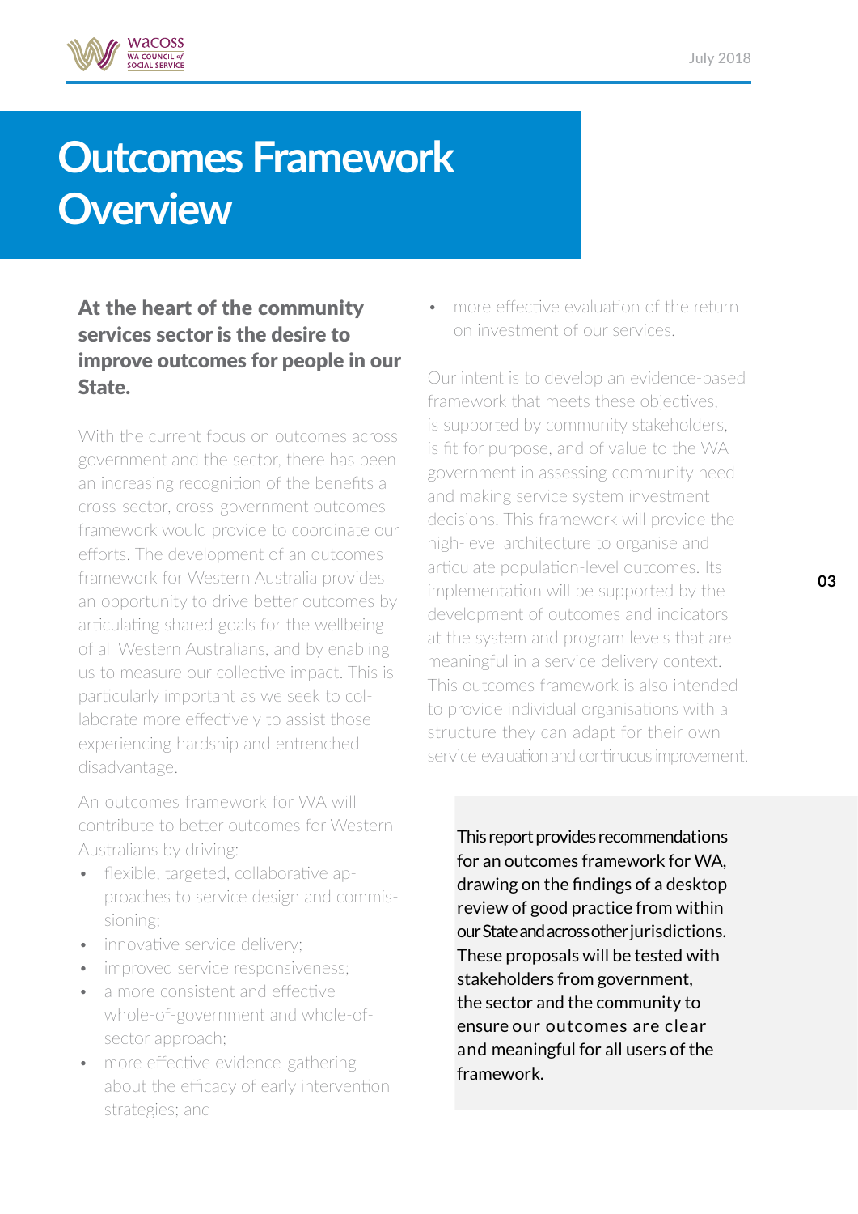# Outcomes Framework Overview

**At the heart of the community services sector is the desire to improve outcomes for people in our State.**

With the current focus on outcomes across government and the sector, there has been an increasing recognition of the benefits a cross-sector, cross-government outcomes framework would provide to coordinate our efforts. The development of an outcomes framework for Western Australia provides an opportunity to drive better outcomes by articulating shared goals for the wellbeing of all Western Australians, and by enabling us to measure our collective impact. This is particularly important as we seek to collaborate more effectively to assist those experiencing hardship and entrenched disadvantage.

An outcomes framework for WA will contribute to better outcomes for Western Australians by driving:

- flexible, targeted, collaborative approaches to service design and commissioning;
- innovative service delivery;
- improved service responsiveness;
- a more consistent and effective whole-of-government and whole-of-sector approach;
- more effective evidence-gathering about the efficacy of early intervention strategies; and
- more effective evaluation of the return on investment of our services.

Our intent is to develop an evidence-based framework that meets these objectives, is supported by community stakeholders, is fit for purpose, and of value to the WA government in assessing community need and making service system investment decisions. This framework will provide the high-level architecture to organise and articulate population-level outcomes. Its implementation will be supported by the development of outcomes and indicators at the system and program levels that are meaningful in a service delivery context. This outcomes framework is also intended to provide individual organisations with a structure they can adapt for their own service evaluation and continuous improvement.

This report provides recommendations for an outcomes framework for WA, drawing on the findings of a desktop review of good practice from within our State and across other jurisdictions. These proposals will be tested with stakeholders from government, the sector and the community to ensure our outcomes are clear and meaningful for all users of the framework.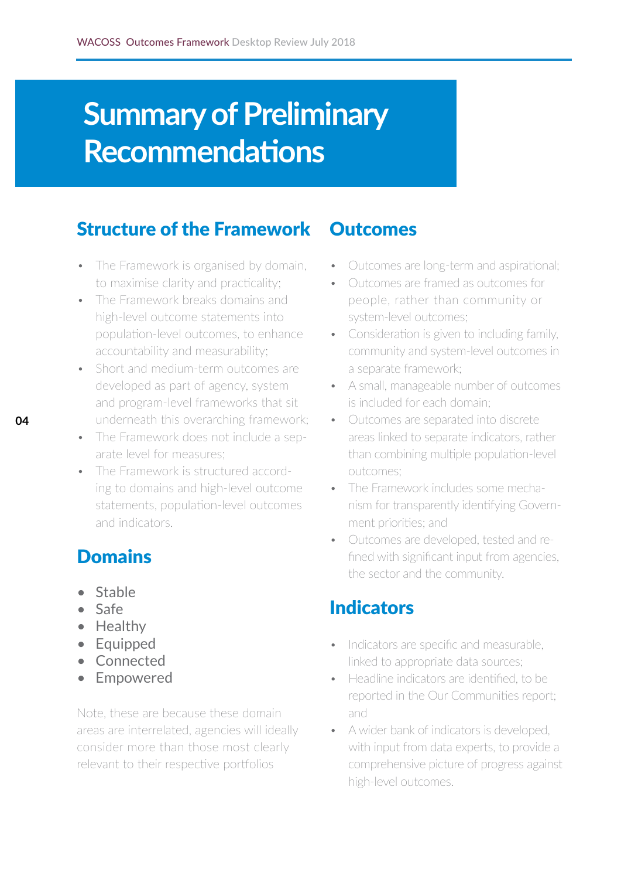# Summary of Preliminary Recommendations

## Structure of the Framework

- The Framework is organised by domain, to maximise clarity and practicality;
- The Framework breaks domains and high-level outcome statements into population-level outcomes, to enhance accountability and measurability;
- Short and medium-term outcomes are developed as part of agency, system and program-level frameworks that sit underneath this overarching framework;
- The Framework does not include a separate level for measures;
- The Framework is structured according to domains and high-level outcome statements, population-level outcomes and indicators.

## Domains

- Stable
- Safe
- Healthy
- Equipped
- Connected
- Empowered

Note, these are because these domain areas are interrelated, agencies will ideally consider more than those most clearly relevant to their respective portfolios

## Outcomes

- Outcomes are long-term and aspirational;
- Outcomes are framed as outcomes for people, rather than community or system-level outcomes;
- Consideration is given to including family, community and system-level outcomes in a separate framework;
- A small, manageable number of outcomes is included for each domain;
- Outcomes are separated into discrete areas linked to separate indicators, rather than combining multiple population-level outcomes;
- The Framework includes some mechanism for transparently identifying Government priorities; and
- Outcomes are developed, tested and refined with significant input from agencies, the sector and the community.

## Indicators

- Indicators are specific and measurable, linked to appropriate data sources;
- Headline indicators are identified, to be reported in the Our Communities report; and
- A wider bank of indicators is developed, with input from data experts, to provide a comprehensive picture of progress against high-level outcomes.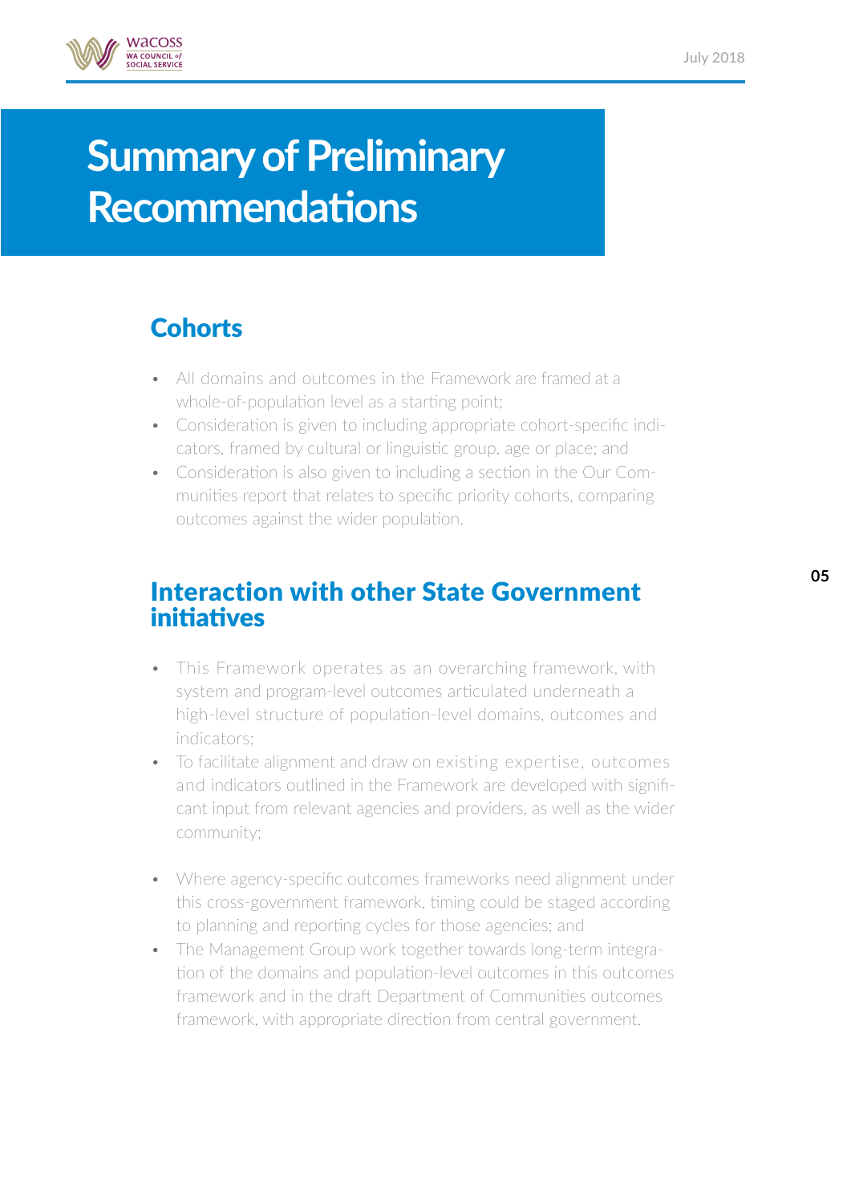# Summary of Preliminary Recommendations

## Cohorts

- All domains and outcomes in the Framework are framed at a whole-of-population level as a starting point;
- Consideration is given to including appropriate cohort-specific indicators, framed by cultural or linguistic group, age or place; and
- Consideration is also given to including a section in the Our Communities report that relates to specific priority cohorts, comparing outcomes against the wider population.

## Interaction with other State Government initiatives

- This Framework operates as an overarching framework, with system and program-level outcomes articulated underneath a high-level structure of population-level domains, outcomes and indicators;
- To facilitate alignment and draw on existing expertise, outcomes and indicators outlined in the Framework are developed with significant input from relevant agencies and providers, as well as the wider community;
- Where agency-specific outcomes frameworks need alignment under this cross-government framework, timing could be staged according to planning and reporting cycles for those agencies; and
- The Management Group work together towards long-term integration of the domains and population-level outcomes in this outcomes framework and in the draft Department of Communities outcomes framework, with appropriate direction from central government.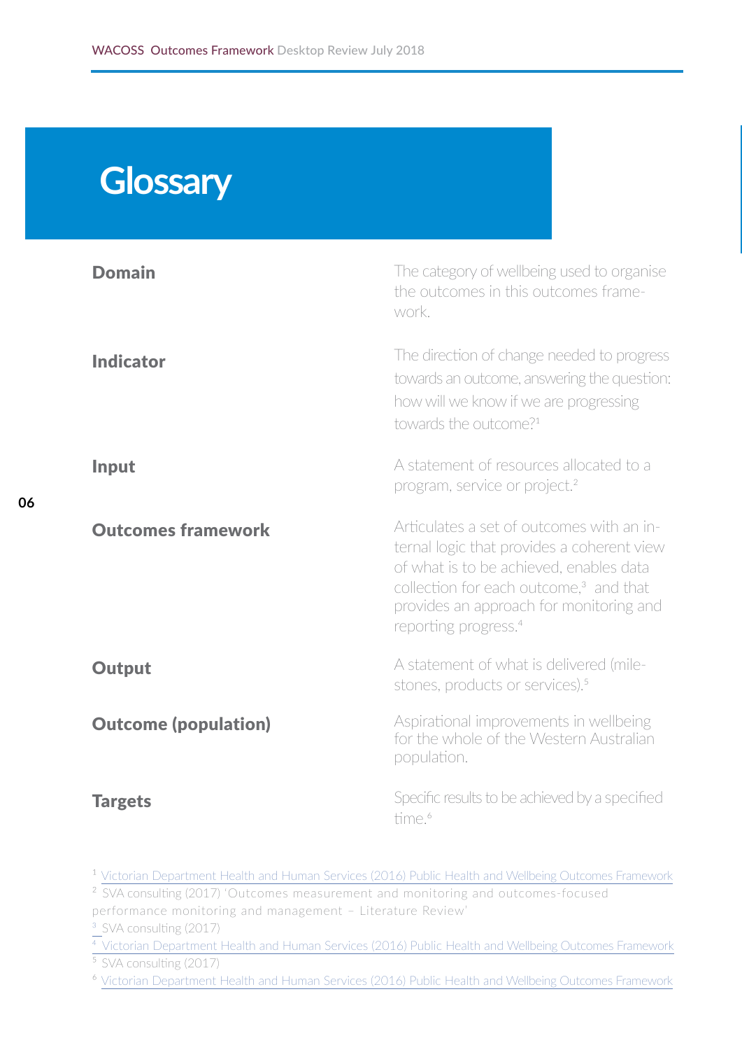# Glossary

**Domain**

The category of wellbeing used to organise the outcomes in this outcomes framework.

**Indicator**

The direction of change needed to progress towards an outcome, answering the question: how will we know if we are progressing towards the outcome?[1]

**Input**

A statement of resources allocated to a program, service or project.[2]

**Outcomes framework**

Articulates a set of outcomes with an internal logic that provides a coherent view of what is to be achieved, enables data collection for each outcome,[3] and that provides an approach for monitoring and reporting progress.[4]

**Output**

A statement of what is delivered (milestones, products or services).[5]

**Outcome (population)**

Aspirational improvements in wellbeing for the whole of the Western Australian population.

**Targets**

Specific results to be achieved by a specified time.[6]

---

[1] Victorian Department Health and Human Services (2016) Public Health and Wellbeing Outcomes Framework

[2] SVA consulting (2017) 'Outcomes measurement and monitoring and outcomes-focused performance monitoring and management – Literature Review'

[3] SVA consulting (2017)

[4] Victorian Department Health and Human Services (2016) Public Health and Wellbeing Outcomes Framework

[5] SVA consulting (2017)

[6] Victorian Department Health and Human Services (2016) Public Health and Wellbeing Outcomes Framework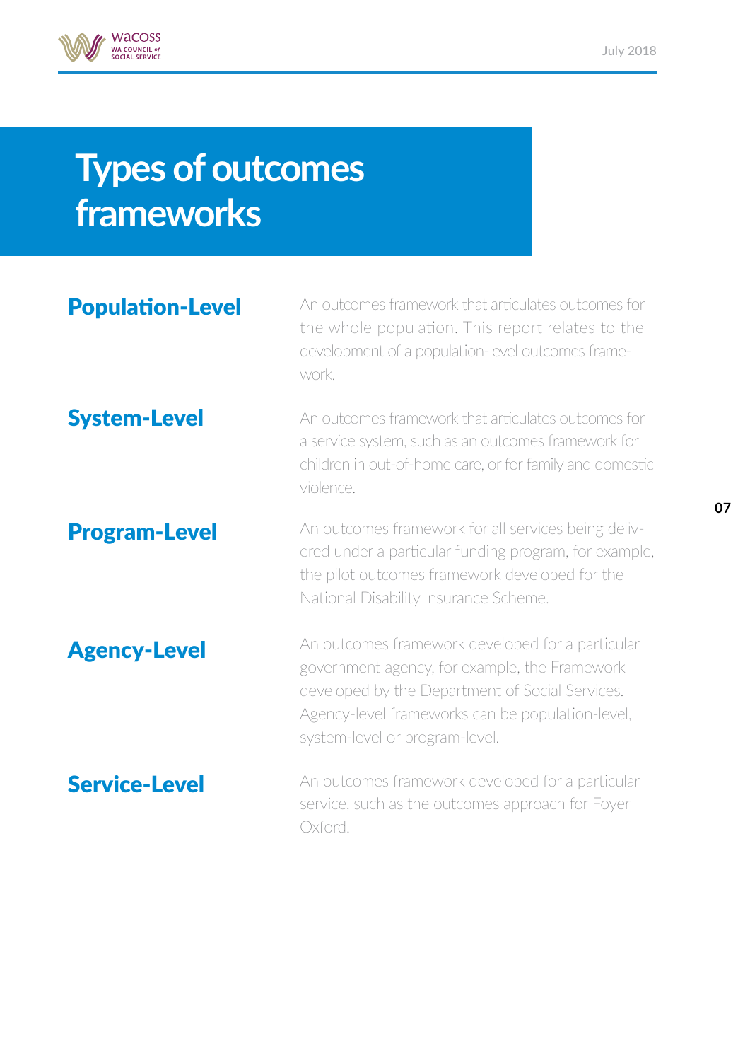# Types of outcomes frameworks

## Population-Level

An outcomes framework that articulates outcomes for the whole population. This report relates to the development of a population-level outcomes framework.

## System-Level

An outcomes framework that articulates outcomes for a service system, such as an outcomes framework for children in out-of-home care, or for family and domestic violence.

## Program-Level

An outcomes framework for all services being delivered under a particular funding program, for example, the pilot outcomes framework developed for the National Disability Insurance Scheme.

## Agency-Level

An outcomes framework developed for a particular government agency, for example, the Framework developed by the Department of Social Services. Agency-level frameworks can be population-level, system-level or program-level.

## Service-Level

An outcomes framework developed for a particular service, such as the outcomes approach for Foyer Oxford.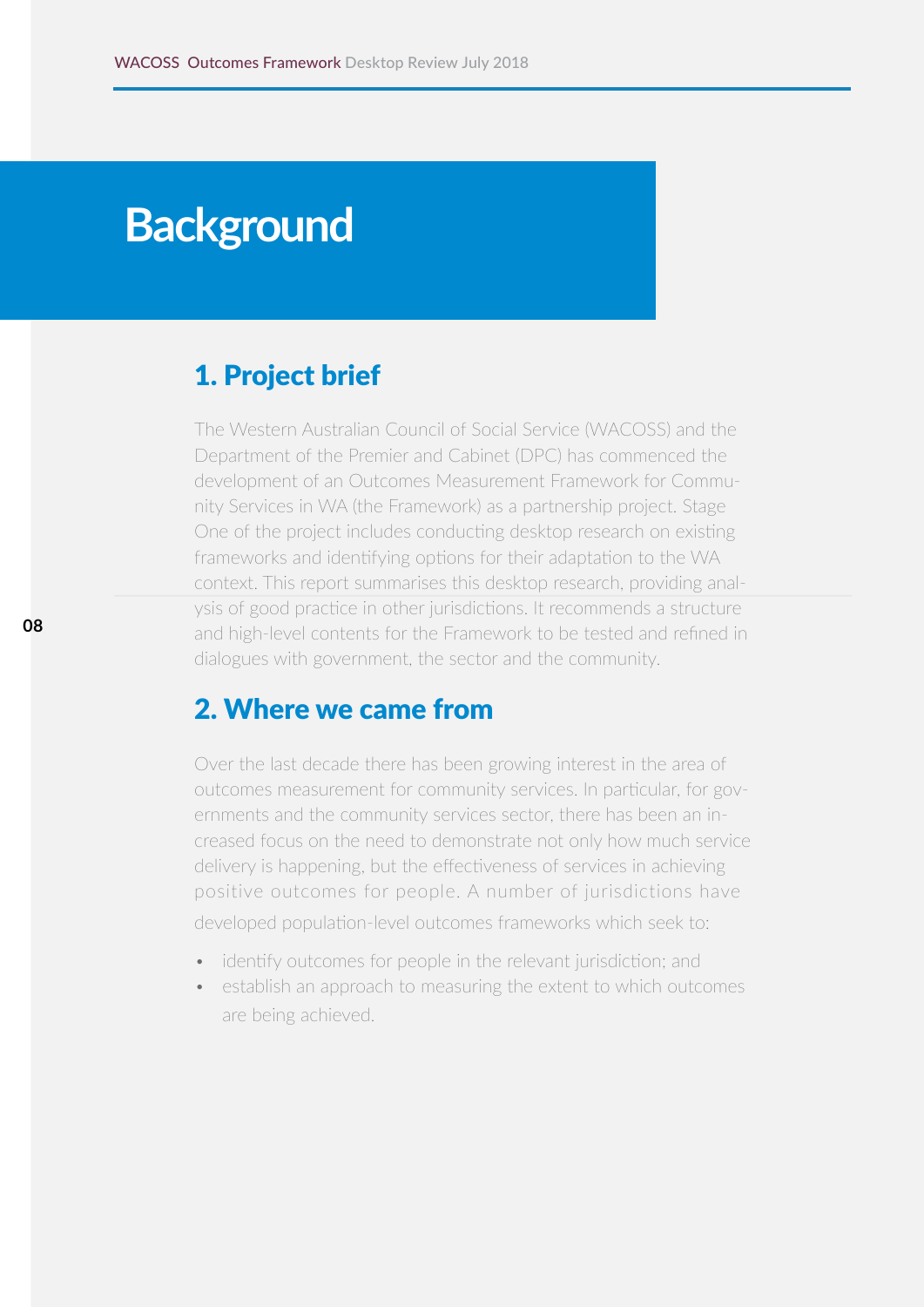# Background

## 1. Project brief

The Western Australian Council of Social Service (WACOSS) and the Department of the Premier and Cabinet (DPC) has commenced the development of an Outcomes Measurement Framework for Community Services in WA (the Framework) as a partnership project. Stage One of the project includes conducting desktop research on existing frameworks and identifying options for their adaptation to the WA context. This report summarises this desktop research, providing analysis of good practice in other jurisdictions. It recommends a structure and high-level contents for the Framework to be tested and refined in dialogues with government, the sector and the community.

## 2. Where we came from

Over the last decade there has been growing interest in the area of outcomes measurement for community services. In particular, for governments and the community services sector, there has been an increased focus on the need to demonstrate not only how much service delivery is happening, but the effectiveness of services in achieving positive outcomes for people. A number of jurisdictions have developed population-level outcomes frameworks which seek to:

- identify outcomes for people in the relevant jurisdiction; and
- establish an approach to measuring the extent to which outcomes are being achieved.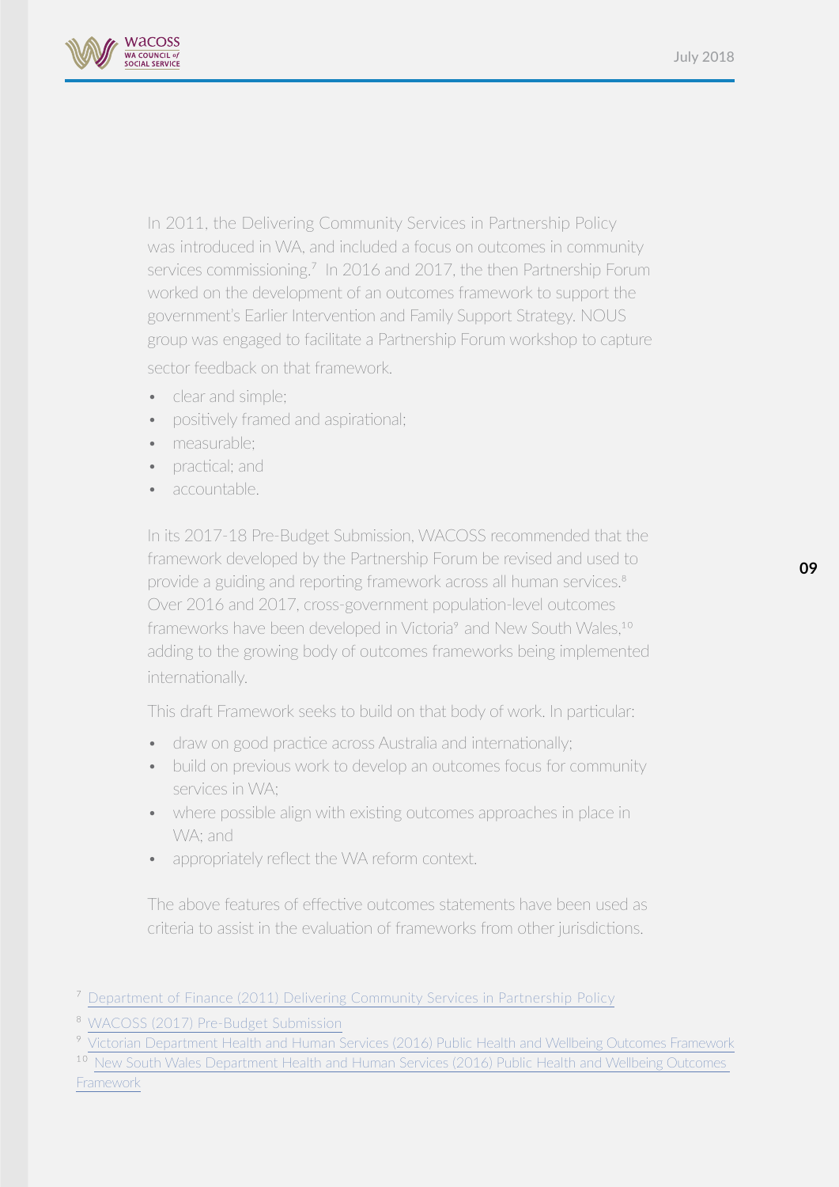In 2011, the Delivering Community Services in Partnership Policy was introduced in WA, and included a focus on outcomes in community services commissioning.[7] In 2016 and 2017, the then Partnership Forum worked on the development of an outcomes framework to support the government's Earlier Intervention and Family Support Strategy. NOUS group was engaged to facilitate a Partnership Forum workshop to capture sector feedback on that framework.

- clear and simple;
- positively framed and aspirational;
- measurable;
- practical; and
- accountable.

In its 2017-18 Pre-Budget Submission, WACOSS recommended that the framework developed by the Partnership Forum be revised and used to provide a guiding and reporting framework across all human services.[8] Over 2016 and 2017, cross-government population-level outcomes frameworks have been developed in Victoria[9] and New South Wales,[10] adding to the growing body of outcomes frameworks being implemented internationally.

This draft Framework seeks to build on that body of work. In particular:

- draw on good practice across Australia and internationally;
- build on previous work to develop an outcomes focus for community services in WA;
- where possible align with existing outcomes approaches in place in WA; and
- appropriately reflect the WA reform context.

The above features of effective outcomes statements have been used as criteria to assist in the evaluation of frameworks from other jurisdictions.

[7] Department of Finance (2011) Delivering Community Services in Partnership Policy

[8] WACOSS (2017) Pre-Budget Submission

[9] Victorian Department Health and Human Services (2016) Public Health and Wellbeing Outcomes Framework

[10] New South Wales Department Health and Human Services (2016) Public Health and Wellbeing Outcomes Framework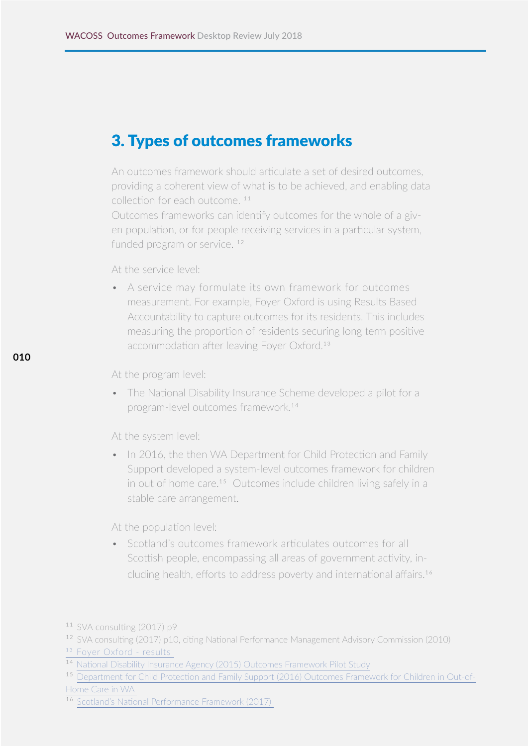# 3. Types of outcomes frameworks

An outcomes framework should articulate a set of desired outcomes, providing a coherent view of what is to be achieved, and enabling data collection for each outcome. [11]

Outcomes frameworks can identify outcomes for the whole of a given population, or for people receiving services in a particular system, funded program or service. [12]

At the service level:

- A service may formulate its own framework for outcomes measurement. For example, Foyer Oxford is using Results Based Accountability to capture outcomes for its residents. This includes measuring the proportion of residents securing long term positive accommodation after leaving Foyer Oxford.[13]

At the program level:

- The National Disability Insurance Scheme developed a pilot for a program-level outcomes framework.[14]

At the system level:

- In 2016, the then WA Department for Child Protection and Family Support developed a system-level outcomes framework for children in out of home care.[15] Outcomes include children living safely in a stable care arrangement.

At the population level:

- Scotland's outcomes framework articulates outcomes for all Scottish people, encompassing all areas of government activity, including health, efforts to address poverty and international affairs.[16]

---

[11] SVA consulting (2017) p9

[12] SVA consulting (2017) p10, citing National Performance Management Advisory Commission (2010)

[13] Foyer Oxford - results

[14] National Disability Insurance Agency (2015) Outcomes Framework Pilot Study

[15] Department for Child Protection and Family Support (2016) Outcomes Framework for Children in Out-of-Home Care in WA

[16] Scotland's National Performance Framework (2017)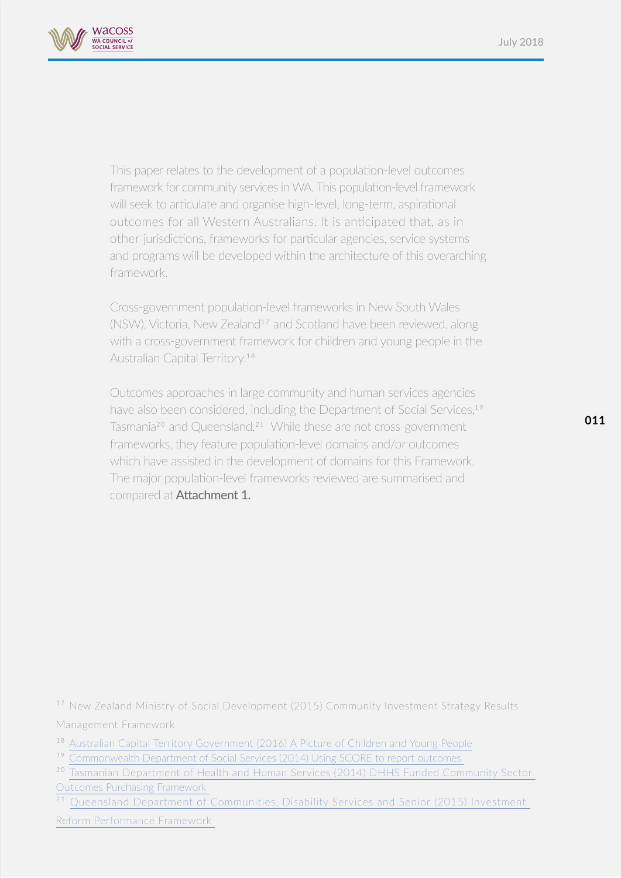This paper relates to the development of a population-level outcomes framework for community services in WA. This population-level framework will seek to articulate and organise high-level, long-term, aspirational outcomes for all Western Australians. It is anticipated that, as in other jurisdictions, frameworks for particular agencies, service systems and programs will be developed within the architecture of this overarching framework.

Cross-government population-level frameworks in New South Wales (NSW), Victoria, New Zealand[17] and Scotland have been reviewed, along with a cross-government framework for children and young people in the Australian Capital Territory.[18]

Outcomes approaches in large community and human services agencies have also been considered, including the Department of Social Services,[19] Tasmania[20] and Queensland.[21] While these are not cross-government frameworks, they feature population-level domains and/or outcomes which have assisted in the development of domains for this Framework. The major population-level frameworks reviewed are summarised and compared at **Attachment 1.**

---

[17] New Zealand Ministry of Social Development (2015) Community Investment Strategy Results Management Framework

[18] Australian Capital Territory Government (2016) A Picture of Children and Young People

[19] Commonwealth Department of Social Services (2014) Using SCORE to report outcomes

[20] Tasmanian Department of Health and Human Services (2014) DHHS Funded Community Sector Outcomes Purchasing Framework

[21] Queensland Department of Communities, Disability Services and Senior (2015) Investment Reform Performance Framework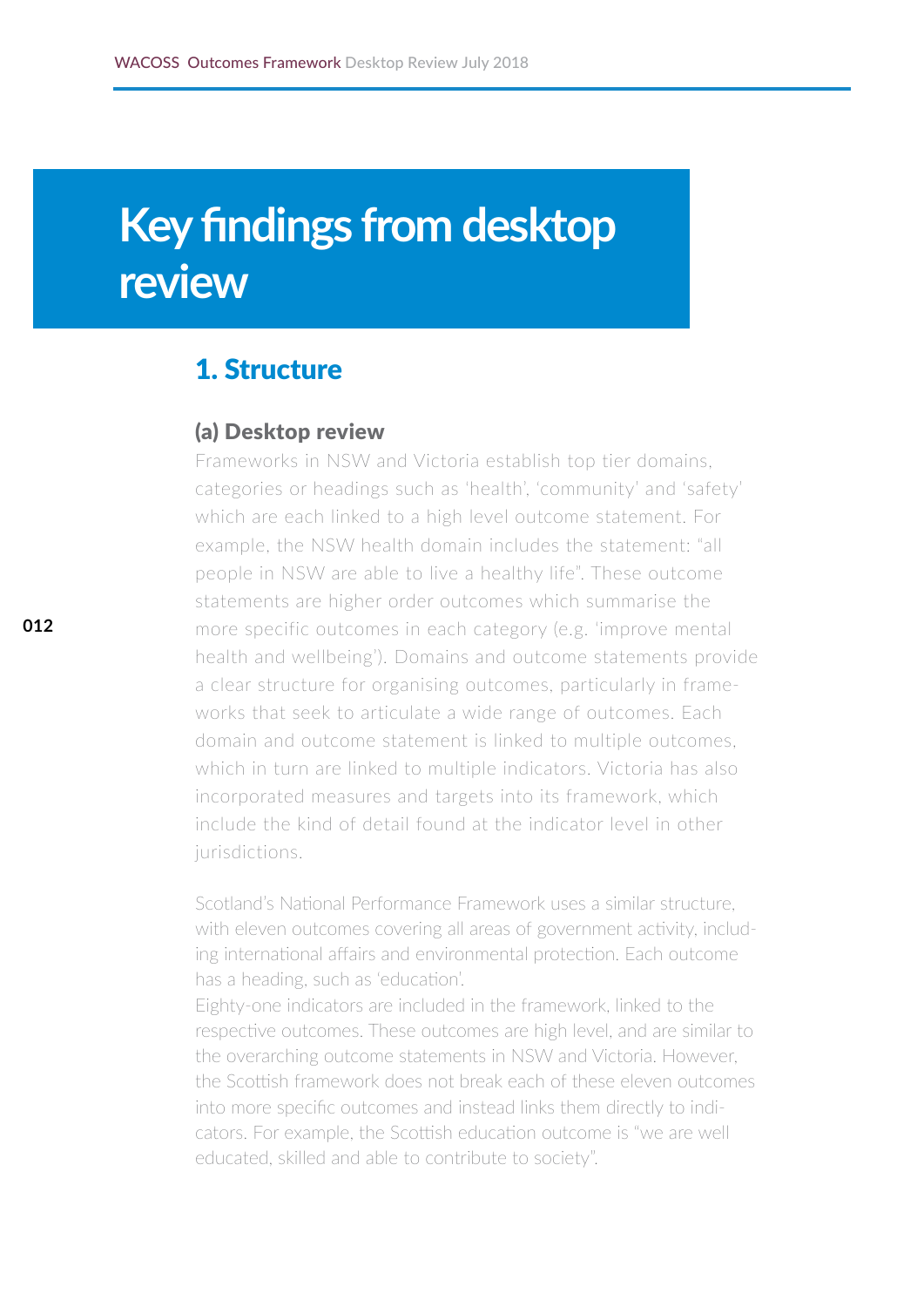# Key findings from desktop review

## 1. Structure

### (a) Desktop review

Frameworks in NSW and Victoria establish top tier domains, categories or headings such as 'health', 'community' and 'safety' which are each linked to a high level outcome statement. For example, the NSW health domain includes the statement: "all people in NSW are able to live a healthy life". These outcome statements are higher order outcomes which summarise the more specific outcomes in each category (e.g. 'improve mental health and wellbeing'). Domains and outcome statements provide a clear structure for organising outcomes, particularly in frameworks that seek to articulate a wide range of outcomes. Each domain and outcome statement is linked to multiple outcomes, which in turn are linked to multiple indicators. Victoria has also incorporated measures and targets into its framework, which include the kind of detail found at the indicator level in other jurisdictions.

Scotland's National Performance Framework uses a similar structure, with eleven outcomes covering all areas of government activity, including international affairs and environmental protection. Each outcome has a heading, such as 'education'.
Eighty-one indicators are included in the framework, linked to the respective outcomes. These outcomes are high level, and are similar to the overarching outcome statements in NSW and Victoria. However, the Scottish framework does not break each of these eleven outcomes into more specific outcomes and instead links them directly to indicators. For example, the Scottish education outcome is "we are well educated, skilled and able to contribute to society".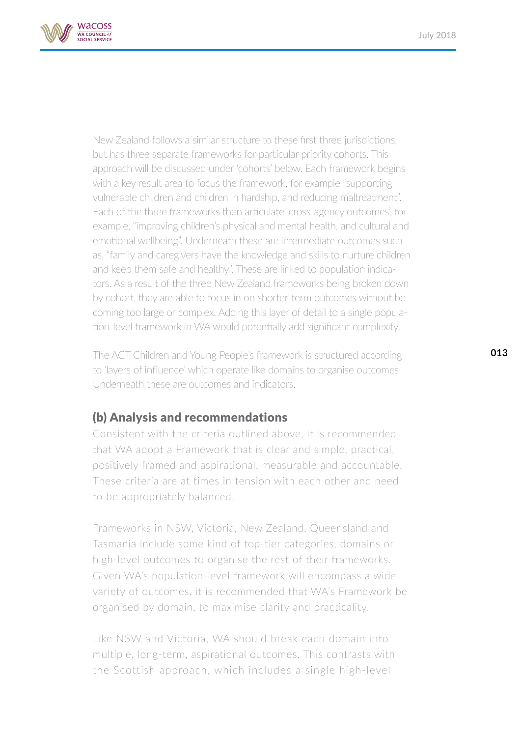New Zealand follows a similar structure to these first three jurisdictions, but has three separate frameworks for particular priority cohorts. This approach will be discussed under 'cohorts' below. Each framework begins with a key result area to focus the framework, for example "supporting vulnerable children and children in hardship, and reducing maltreatment". Each of the three frameworks then articulate 'cross-agency outcomes', for example, "improving children's physical and mental health, and cultural and emotional wellbeing". Underneath these are intermediate outcomes such as, "family and caregivers have the knowledge and skills to nurture children and keep them safe and healthy". These are linked to population indicators. As a result of the three New Zealand frameworks being broken down by cohort, they are able to focus in on shorter-term outcomes without becoming too large or complex. Adding this layer of detail to a single population-level framework in WA would potentially add significant complexity.

The ACT Children and Young People's framework is structured according to 'layers of influence' which operate like domains to organise outcomes. Underneath these are outcomes and indicators.

## (b) Analysis and recommendations

Consistent with the criteria outlined above, it is recommended that WA adopt a Framework that is clear and simple, practical, positively framed and aspirational, measurable and accountable. These criteria are at times in tension with each other and need to be appropriately balanced.

Frameworks in NSW, Victoria, New Zealand, Queensland and Tasmania include some kind of top-tier categories, domains or high-level outcomes to organise the rest of their frameworks. Given WA's population-level framework will encompass a wide variety of outcomes, it is recommended that WA's Framework be organised by domain, to maximise clarity and practicality.

Like NSW and Victoria, WA should break each domain into multiple, long-term, aspirational outcomes. This contrasts with the Scottish approach, which includes a single high-level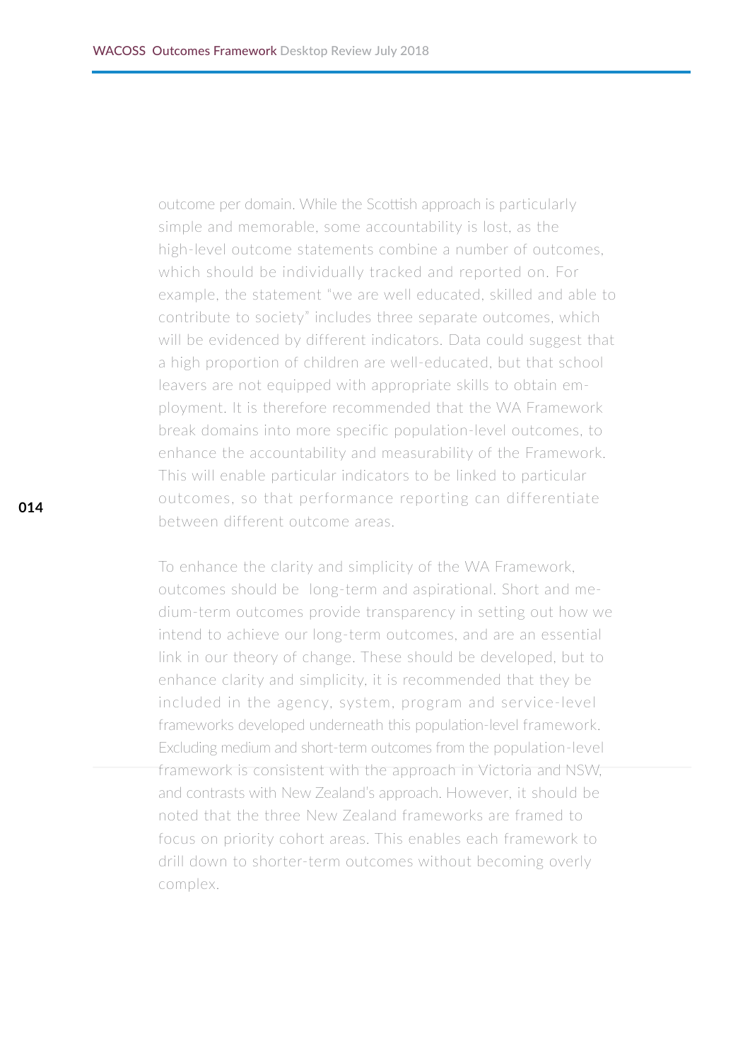outcome per domain. While the Scottish approach is particularly simple and memorable, some accountability is lost, as the high-level outcome statements combine a number of outcomes, which should be individually tracked and reported on. For example, the statement "we are well educated, skilled and able to contribute to society" includes three separate outcomes, which will be evidenced by different indicators. Data could suggest that a high proportion of children are well-educated, but that school leavers are not equipped with appropriate skills to obtain employment. It is therefore recommended that the WA Framework break domains into more specific population-level outcomes, to enhance the accountability and measurability of the Framework. This will enable particular indicators to be linked to particular outcomes, so that performance reporting can differentiate between different outcome areas.

To enhance the clarity and simplicity of the WA Framework, outcomes should be long-term and aspirational. Short and medium-term outcomes provide transparency in setting out how we intend to achieve our long-term outcomes, and are an essential link in our theory of change. These should be developed, but to enhance clarity and simplicity, it is recommended that they be included in the agency, system, program and service-level frameworks developed underneath this population-level framework. Excluding medium and short-term outcomes from the population-level framework is consistent with the approach in Victoria and NSW, and contrasts with New Zealand's approach. However, it should be noted that the three New Zealand frameworks are framed to focus on priority cohort areas. This enables each framework to drill down to shorter-term outcomes without becoming overly complex.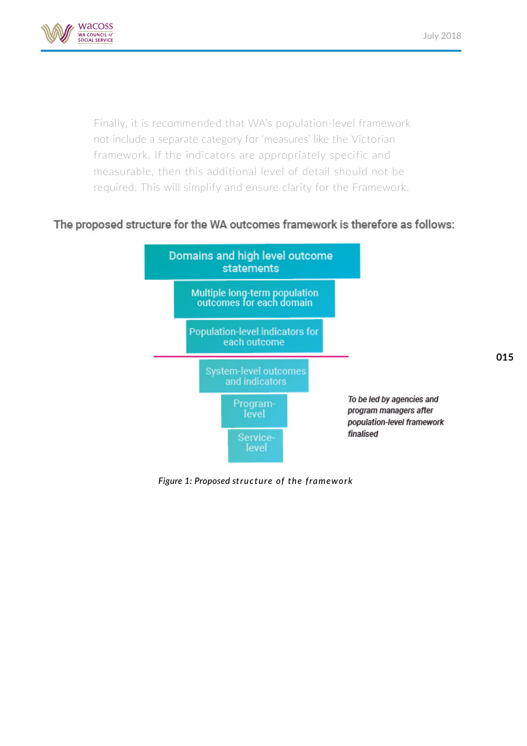Finally, it is recommended that WA's population-level framework not include a separate category for 'measures' like the Victorian framework. If the indicators are appropriately specific and measurable, then this additional level of detail should not be required. This will simplify and ensure clarity for the Framework.

**The proposed structure for the WA outcomes framework is therefore as follows:**

Domains and high level outcome statements

Multiple long-term population outcomes for each domain

Population-level indicators for each outcome

System-level outcomes and indicators

Program-level

Service-level

*To be led by agencies and program managers after population-level framework finalised*

*Figure 1: Proposed structure of the framework*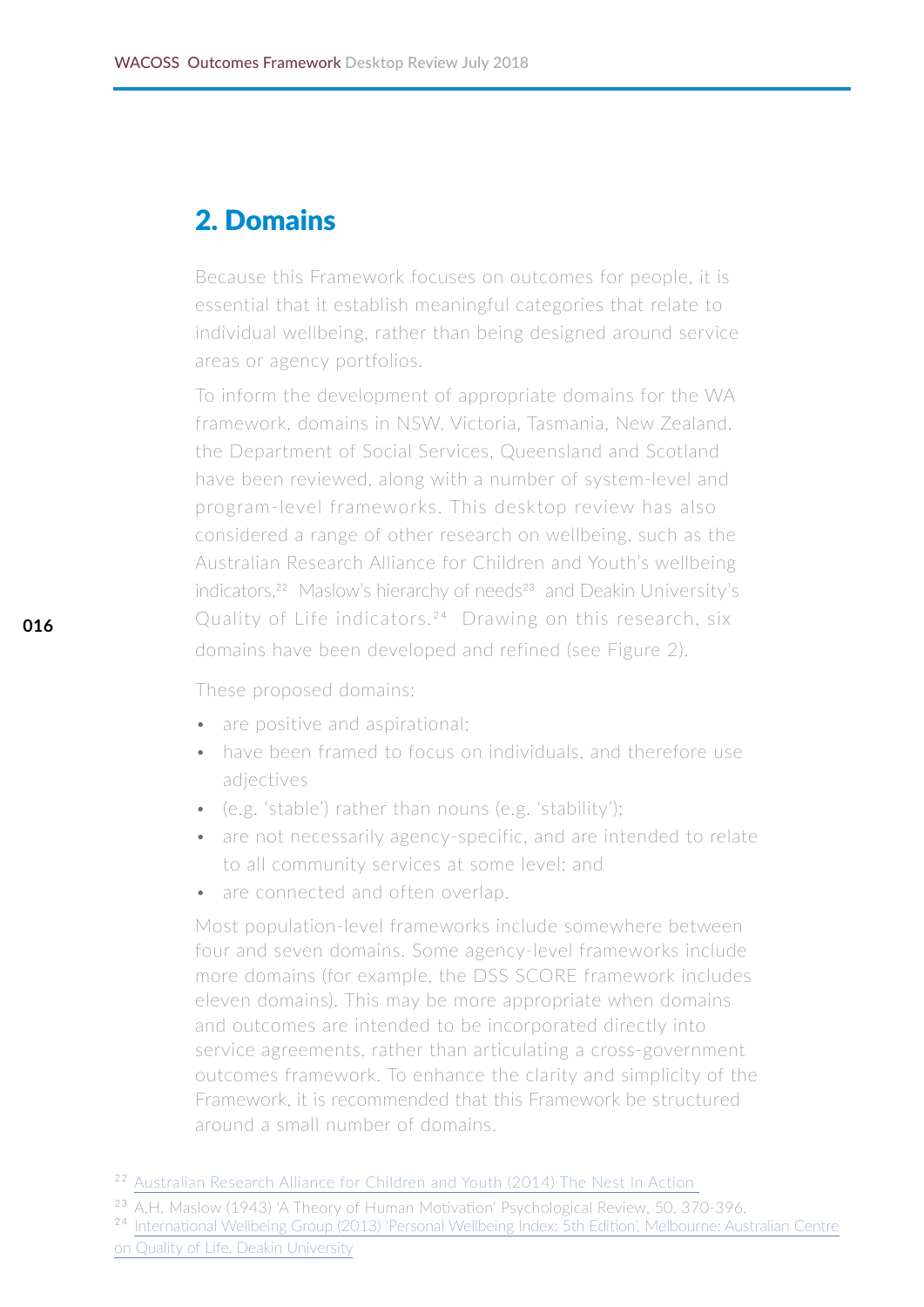## 2. Domains

Because this Framework focuses on outcomes for people, it is essential that it establish meaningful categories that relate to individual wellbeing, rather than being designed around service areas or agency portfolios.

To inform the development of appropriate domains for the WA framework, domains in NSW, Victoria, Tasmania, New Zealand, the Department of Social Services, Queensland and Scotland have been reviewed, along with a number of system-level and program-level frameworks. This desktop review has also considered a range of other research on wellbeing, such as the Australian Research Alliance for Children and Youth's wellbeing indicators,[22] Maslow's hierarchy of needs[23] and Deakin University's Quality of Life indicators.[24] Drawing on this research, six domains have been developed and refined (see Figure 2).

These proposed domains:

- are positive and aspirational;
- have been framed to focus on individuals, and therefore use adjectives
- (e.g. 'stable') rather than nouns (e.g. 'stability');
- are not necessarily agency-specific, and are intended to relate to all community services at some level; and
- are connected and often overlap.

Most population-level frameworks include somewhere between four and seven domains. Some agency-level frameworks include more domains (for example, the DSS SCORE framework includes eleven domains). This may be more appropriate when domains and outcomes are intended to be incorporated directly into service agreements, rather than articulating a cross-government outcomes framework. To enhance the clarity and simplicity of the Framework, it is recommended that this Framework be structured around a small number of domains.

[22] Australian Research Alliance for Children and Youth (2014) The Nest In Action

[23] A.H. Maslow (1943) 'A Theory of Human Motivation' Psychological Review, 50, 370-396.

[24] International Wellbeing Group (2013) 'Personal Wellbeing Index: 5th Edition'. Melbourne: Australian Centre on Quality of Life, Deakin University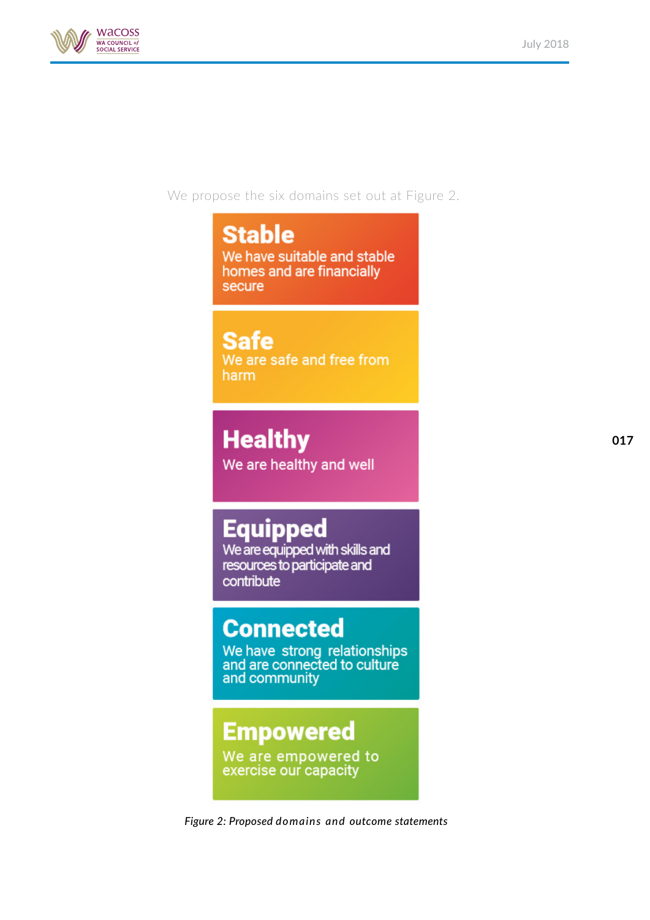We propose the six domains set out at Figure 2.

**Stable**
We have suitable and stable homes and are financially secure

**Safe**
We are safe and free from harm

**Healthy**
We are healthy and well

**Equipped**
We are equipped with skills and resources to participate and contribute

**Connected**
We have strong relationships and are connected to culture and community

**Empowered**
We are empowered to exercise our capacity

*Figure 2: Proposed domains and outcome statements*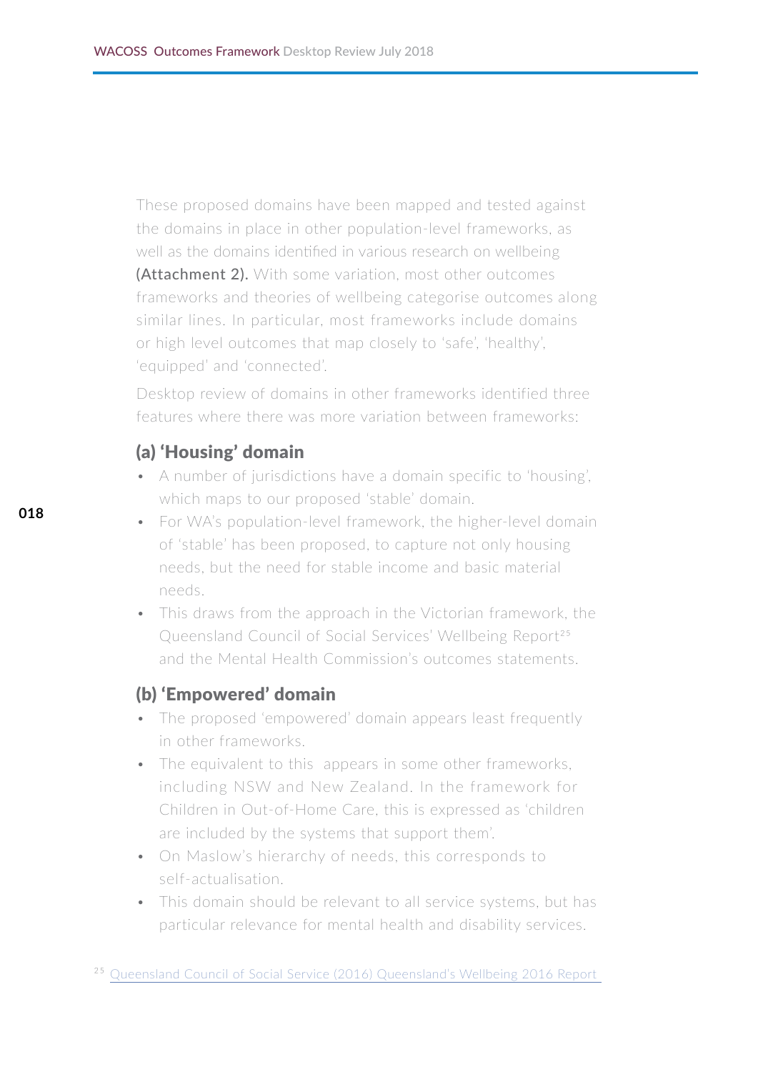These proposed domains have been mapped and tested against the domains in place in other population-level frameworks, as well as the domains identified in various research on wellbeing **(Attachment 2).** With some variation, most other outcomes frameworks and theories of wellbeing categorise outcomes along similar lines. In particular, most frameworks include domains or high level outcomes that map closely to 'safe', 'healthy', 'equipped' and 'connected'.

Desktop review of domains in other frameworks identified three features where there was more variation between frameworks:

## (a) 'Housing' domain

- A number of jurisdictions have a domain specific to 'housing', which maps to our proposed 'stable' domain.
- For WA's population-level framework, the higher-level domain of 'stable' has been proposed, to capture not only housing needs, but the need for stable income and basic material needs.
- This draws from the approach in the Victorian framework, the Queensland Council of Social Services' Wellbeing Report[25] and the Mental Health Commission's outcomes statements.

## (b) 'Empowered' domain

- The proposed 'empowered' domain appears least frequently in other frameworks.
- The equivalent to this appears in some other frameworks, including NSW and New Zealand. In the framework for Children in Out-of-Home Care, this is expressed as 'children are included by the systems that support them'.
- On Maslow's hierarchy of needs, this corresponds to self-actualisation.
- This domain should be relevant to all service systems, but has particular relevance for mental health and disability services.

[25] Queensland Council of Social Service (2016) Queensland's Wellbeing 2016 Report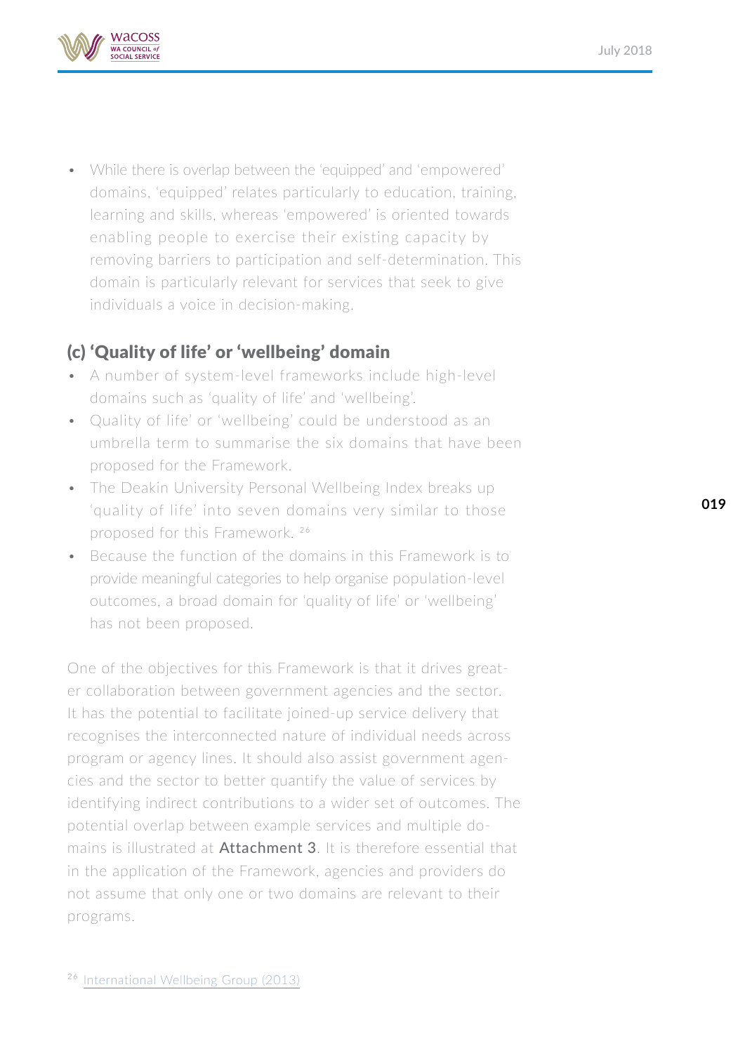- While there is overlap between the 'equipped' and 'empowered' domains, 'equipped' relates particularly to education, training, learning and skills, whereas 'empowered' is oriented towards enabling people to exercise their existing capacity by removing barriers to participation and self-determination. This domain is particularly relevant for services that seek to give individuals a voice in decision-making.

## (c) 'Quality of life' or 'wellbeing' domain

- A number of system-level frameworks include high-level domains such as 'quality of life' and 'wellbeing'.
- Quality of life' or 'wellbeing' could be understood as an umbrella term to summarise the six domains that have been proposed for the Framework.
- The Deakin University Personal Wellbeing Index breaks up 'quality of life' into seven domains very similar to those proposed for this Framework. [26]
- Because the function of the domains in this Framework is to provide meaningful categories to help organise population-level outcomes, a broad domain for 'quality of life' or 'wellbeing' has not been proposed.

One of the objectives for this Framework is that it drives greater collaboration between government agencies and the sector. It has the potential to facilitate joined-up service delivery that recognises the interconnected nature of individual needs across program or agency lines. It should also assist government agencies and the sector to better quantify the value of services by identifying indirect contributions to a wider set of outcomes. The potential overlap between example services and multiple domains is illustrated at **Attachment 3**. It is therefore essential that in the application of the Framework, agencies and providers do not assume that only one or two domains are relevant to their programs.

[26] International Wellbeing Group (2013)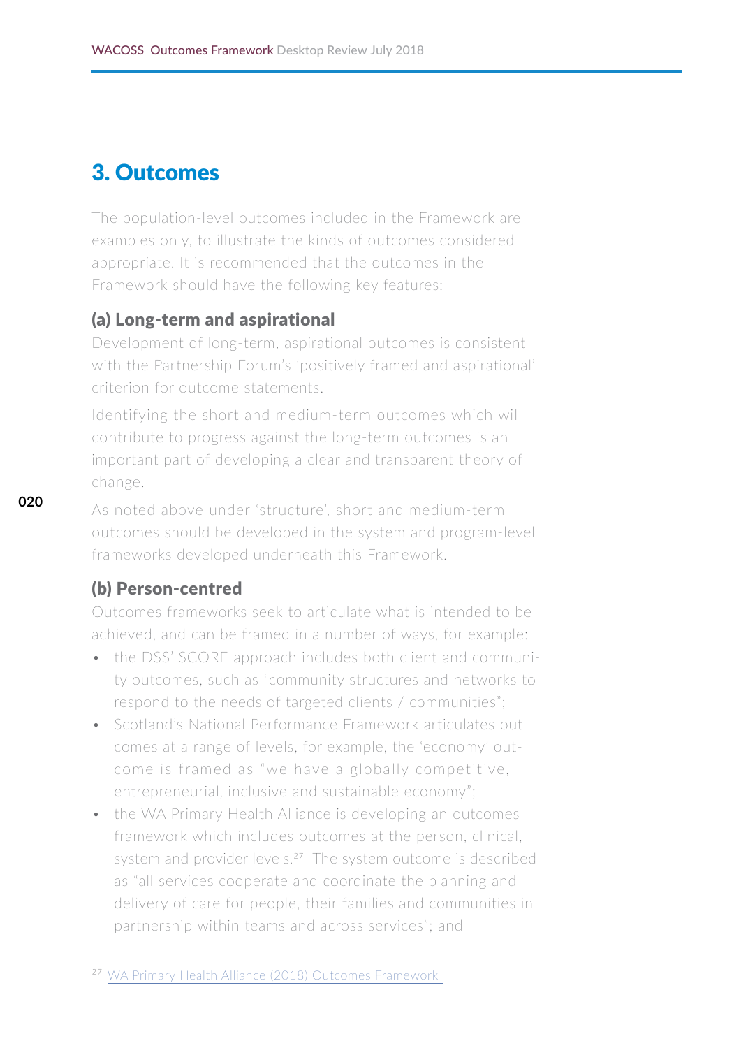## 3. Outcomes

The population-level outcomes included in the Framework are examples only, to illustrate the kinds of outcomes considered appropriate. It is recommended that the outcomes in the Framework should have the following key features:

### (a) Long-term and aspirational

Development of long-term, aspirational outcomes is consistent with the Partnership Forum's 'positively framed and aspirational' criterion for outcome statements.

Identifying the short and medium-term outcomes which will contribute to progress against the long-term outcomes is an important part of developing a clear and transparent theory of change.

As noted above under 'structure', short and medium-term outcomes should be developed in the system and program-level frameworks developed underneath this Framework.

### (b) Person-centred

Outcomes frameworks seek to articulate what is intended to be achieved, and can be framed in a number of ways, for example:

- the DSS' SCORE approach includes both client and community outcomes, such as "community structures and networks to respond to the needs of targeted clients / communities";
- Scotland's National Performance Framework articulates outcomes at a range of levels, for example, the 'economy' outcome is framed as "we have a globally competitive, entrepreneurial, inclusive and sustainable economy";
- the WA Primary Health Alliance is developing an outcomes framework which includes outcomes at the person, clinical, system and provider levels.[27] The system outcome is described as "all services cooperate and coordinate the planning and delivery of care for people, their families and communities in partnership within teams and across services"; and

[27] WA Primary Health Alliance (2018) Outcomes Framework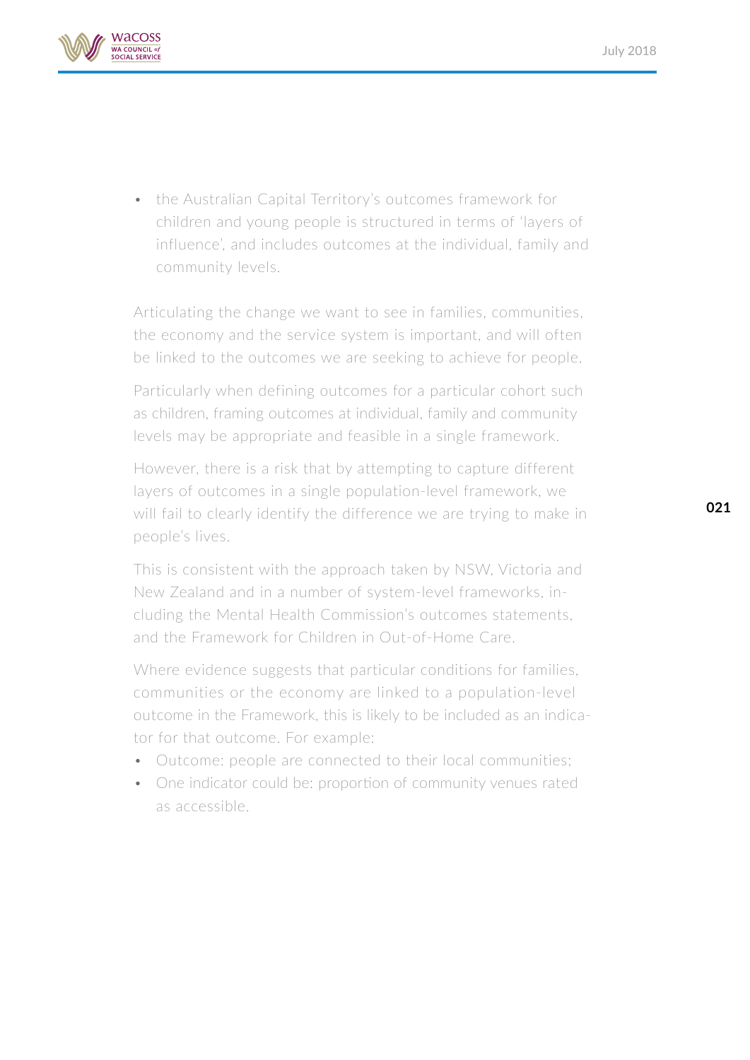- the Australian Capital Territory's outcomes framework for children and young people is structured in terms of 'layers of influence', and includes outcomes at the individual, family and community levels.

Articulating the change we want to see in families, communities, the economy and the service system is important, and will often be linked to the outcomes we are seeking to achieve for people.

Particularly when defining outcomes for a particular cohort such as children, framing outcomes at individual, family and community levels may be appropriate and feasible in a single framework.

However, there is a risk that by attempting to capture different layers of outcomes in a single population-level framework, we will fail to clearly identify the difference we are trying to make in people's lives.

This is consistent with the approach taken by NSW, Victoria and New Zealand and in a number of system-level frameworks, including the Mental Health Commission's outcomes statements, and the Framework for Children in Out-of-Home Care.

Where evidence suggests that particular conditions for families, communities or the economy are linked to a population-level outcome in the Framework, this is likely to be included as an indicator for that outcome. For example:

- Outcome: people are connected to their local communities;
- One indicator could be: proportion of community venues rated as accessible.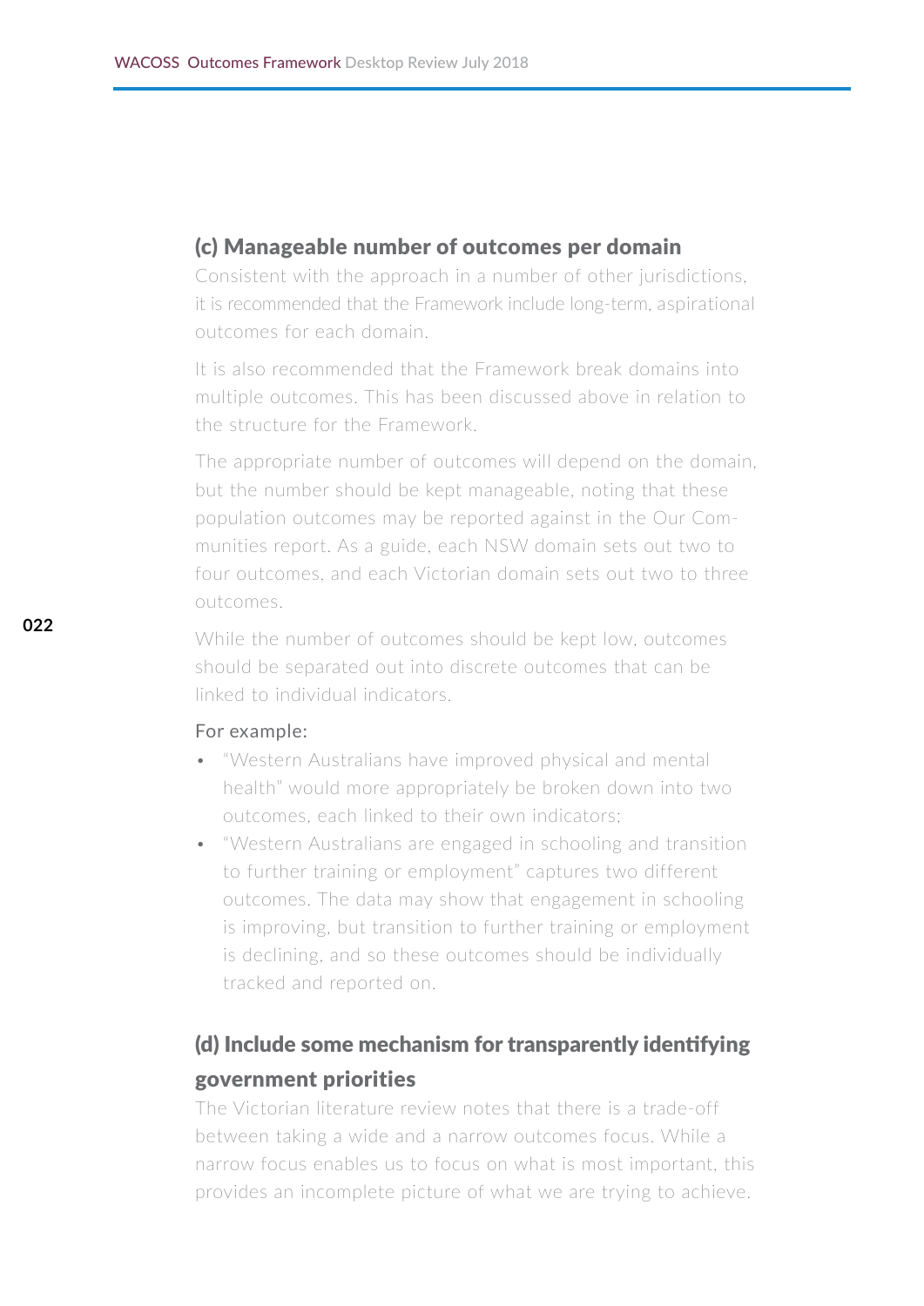## (c) Manageable number of outcomes per domain

Consistent with the approach in a number of other jurisdictions, it is recommended that the Framework include long-term, aspirational outcomes for each domain.

It is also recommended that the Framework break domains into multiple outcomes. This has been discussed above in relation to the structure for the Framework.

The appropriate number of outcomes will depend on the domain, but the number should be kept manageable, noting that these population outcomes may be reported against in the Our Communities report. As a guide, each NSW domain sets out two to four outcomes, and each Victorian domain sets out two to three outcomes.

While the number of outcomes should be kept low, outcomes should be separated out into discrete outcomes that can be linked to individual indicators.

For example:

- "Western Australians have improved physical and mental health" would more appropriately be broken down into two outcomes, each linked to their own indicators;
- "Western Australians are engaged in schooling and transition to further training or employment" captures two different outcomes. The data may show that engagement in schooling is improving, but transition to further training or employment is declining, and so these outcomes should be individually tracked and reported on.

## (d) Include some mechanism for transparently identifying government priorities

The Victorian literature review notes that there is a trade-off between taking a wide and a narrow outcomes focus. While a narrow focus enables us to focus on what is most important, this provides an incomplete picture of what we are trying to achieve.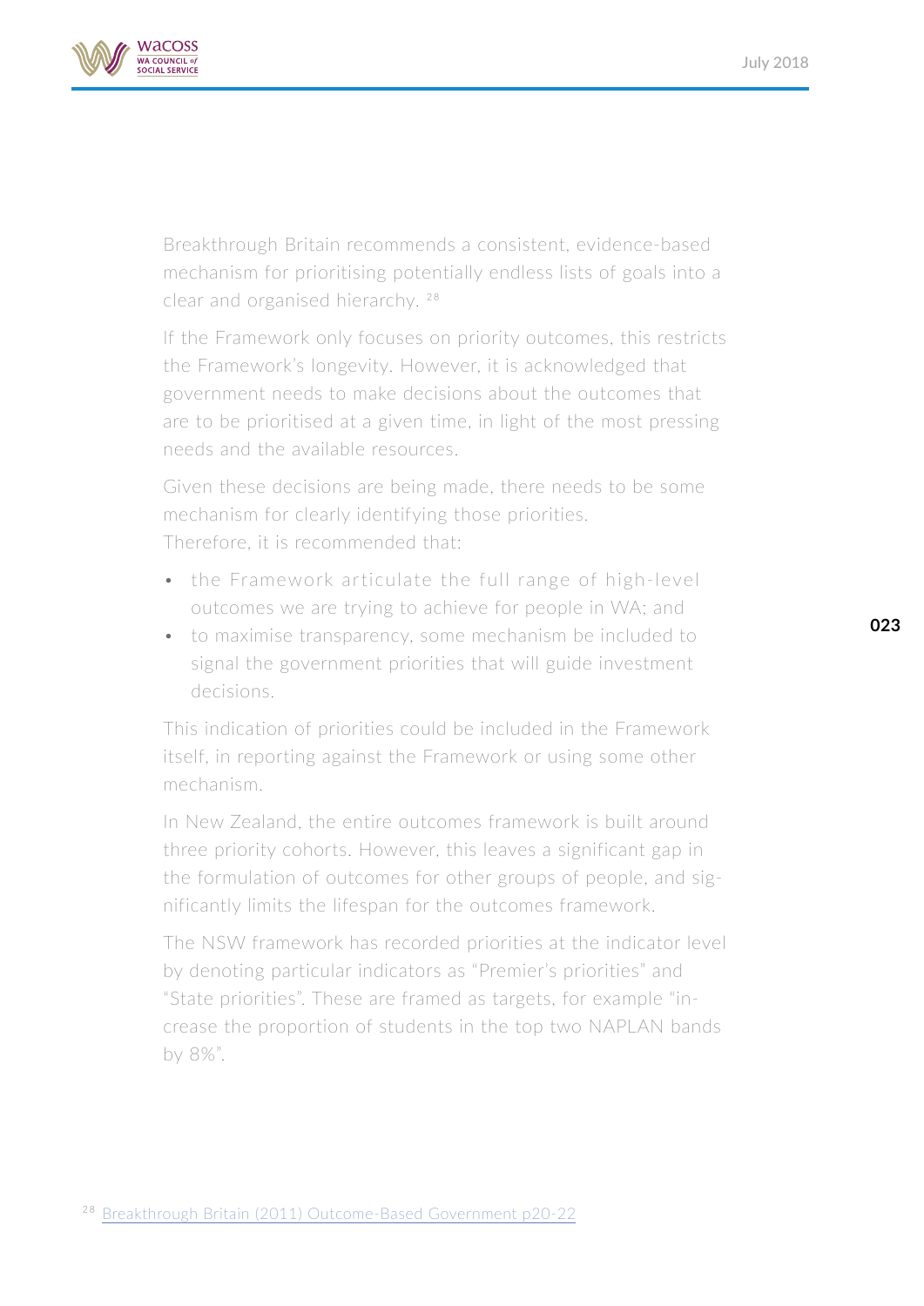Breakthrough Britain recommends a consistent, evidence-based mechanism for prioritising potentially endless lists of goals into a clear and organised hierarchy. [28]

If the Framework only focuses on priority outcomes, this restricts the Framework's longevity. However, it is acknowledged that government needs to make decisions about the outcomes that are to be prioritised at a given time, in light of the most pressing needs and the available resources.

Given these decisions are being made, there needs to be some mechanism for clearly identifying those priorities. Therefore, it is recommended that:

- the Framework articulate the full range of high-level outcomes we are trying to achieve for people in WA; and
- to maximise transparency, some mechanism be included to signal the government priorities that will guide investment decisions.

This indication of priorities could be included in the Framework itself, in reporting against the Framework or using some other mechanism.

In New Zealand, the entire outcomes framework is built around three priority cohorts. However, this leaves a significant gap in the formulation of outcomes for other groups of people, and significantly limits the lifespan for the outcomes framework.

The NSW framework has recorded priorities at the indicator level by denoting particular indicators as "Premier's priorities" and "State priorities". These are framed as targets, for example "increase the proportion of students in the top two NAPLAN bands by 8%".

[28] Breakthrough Britain (2011) Outcome-Based Government p20-22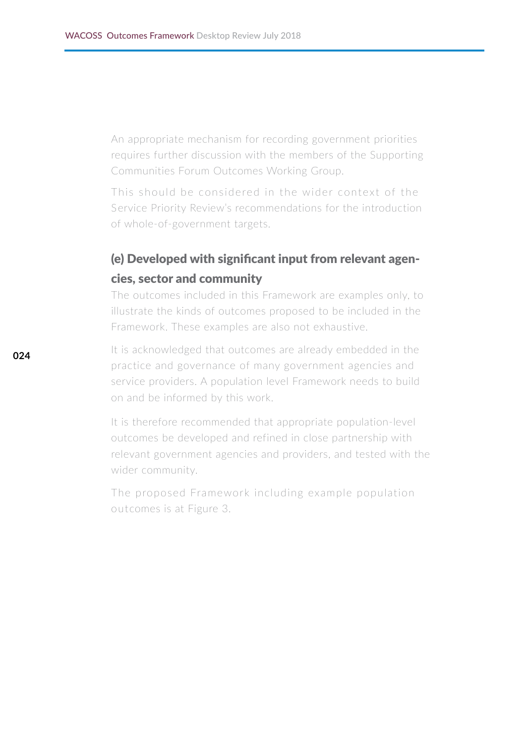An appropriate mechanism for recording government priorities requires further discussion with the members of the Supporting Communities Forum Outcomes Working Group.

This should be considered in the wider context of the Service Priority Review's recommendations for the introduction of whole-of-government targets.

### (e) Developed with significant input from relevant agencies, sector and community

The outcomes included in this Framework are examples only, to illustrate the kinds of outcomes proposed to be included in the Framework. These examples are also not exhaustive.

It is acknowledged that outcomes are already embedded in the practice and governance of many government agencies and service providers. A population level Framework needs to build on and be informed by this work.

It is therefore recommended that appropriate population-level outcomes be developed and refined in close partnership with relevant government agencies and providers, and tested with the wider community.

The proposed Framework including example population outcomes is at Figure 3.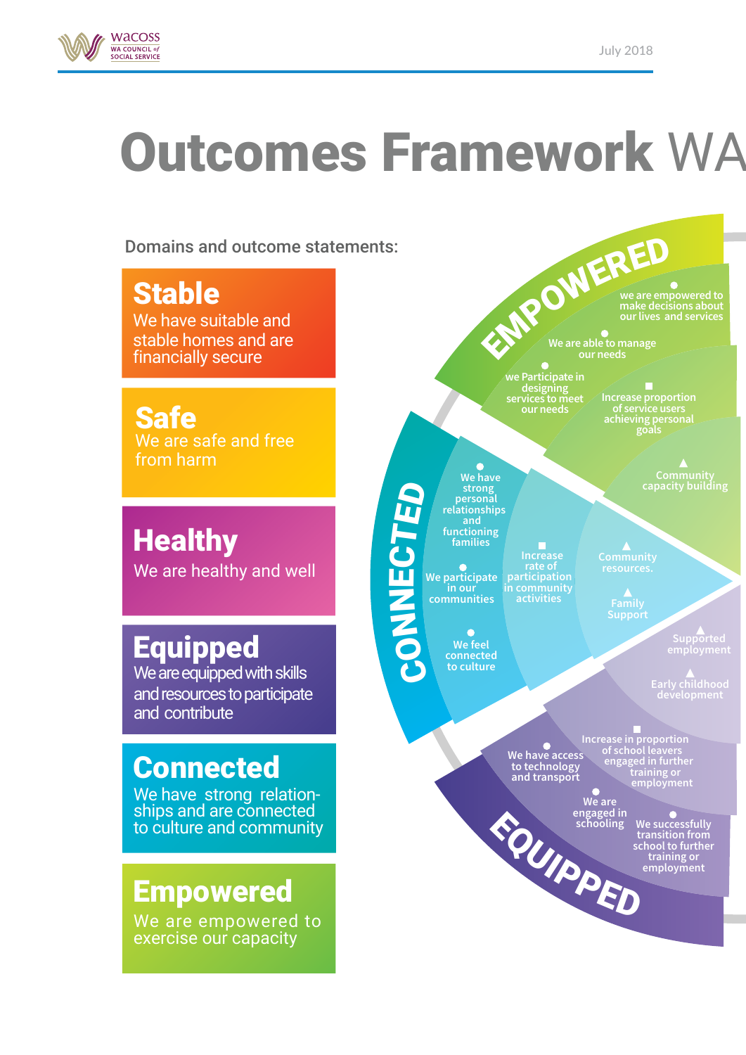# Outcomes Framework WA

Domains and outcome statements:

**Stable**
We have suitable and stable homes and are financially secure

**Safe**
We are safe and free from harm

**Healthy**
We are healthy and well

**Equipped**
We are equipped with skills and resources to participate and contribute

**Connected**
We have strong relationships and are connected to culture and community

**Empowered**
We are empowered to exercise our capacity

**EMPOWERED**

- we are empowered to make decisions about our lives and services
- We are able to manage our needs
- we Participate in designing services to meet our needs
- Increase proportion of service users achieving personal goals
- Community capacity building

**CONNECTED**

- We have strong personal relationships and functioning families
- We participate in our communities
- We feel connected to culture
- Increase rate of participation in community activities
- Community resources.
- Family Support

**EQUIPPED**

- Supported employment
- Early childhood development
- Increase in proportion of school leavers engaged in further training or employment
- We have access to technology and transport
- We are engaged in schooling
- We successfully transition from school to further training or employment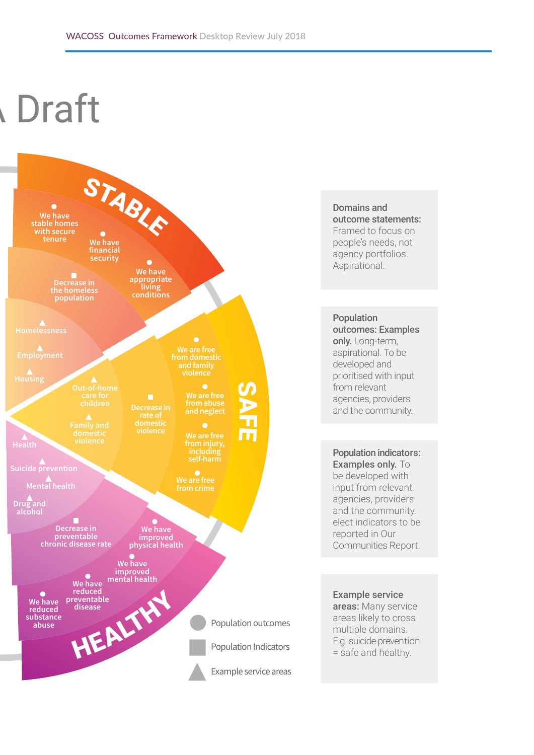# Draft

STABLE

- We have stable homes with secure tenure
- We have financial security
- We have appropriate living conditions
- Decrease in the homeless population
- Homelessness
- Employment
- Housing

SAFE

- We are free from domestic and family violence
- We are free from abuse and neglect
- We are free from injury, including self-harm
- We are free from crime
- Decrease in rate of domestic violence
- Out-of-home care for children
- Family and domestic violence

HEALTHY

- We have improved physical health
- We have improved mental health
- We have reduced preventable disease
- We have reduced substance abuse
- Decrease in preventable chronic disease rate
- Health
- Suicide prevention
- Mental health
- Drug and alcohol

Population outcomes

Population Indicators

Example service areas

**Domains and outcome statements:** Framed to focus on people's needs, not agency portfolios. Aspirational.

**Population outcomes: Examples only.** Long-term, aspirational. To be developed and prioritised with input from relevant agencies, providers and the community.

**Population indicators: Examples only.** To be developed with input from relevant agencies, providers and the community. elect indicators to be reported in Our Communities Report.

**Example service areas:** Many service areas likely to cross multiple domains. E.g. suicide prevention = safe and healthy.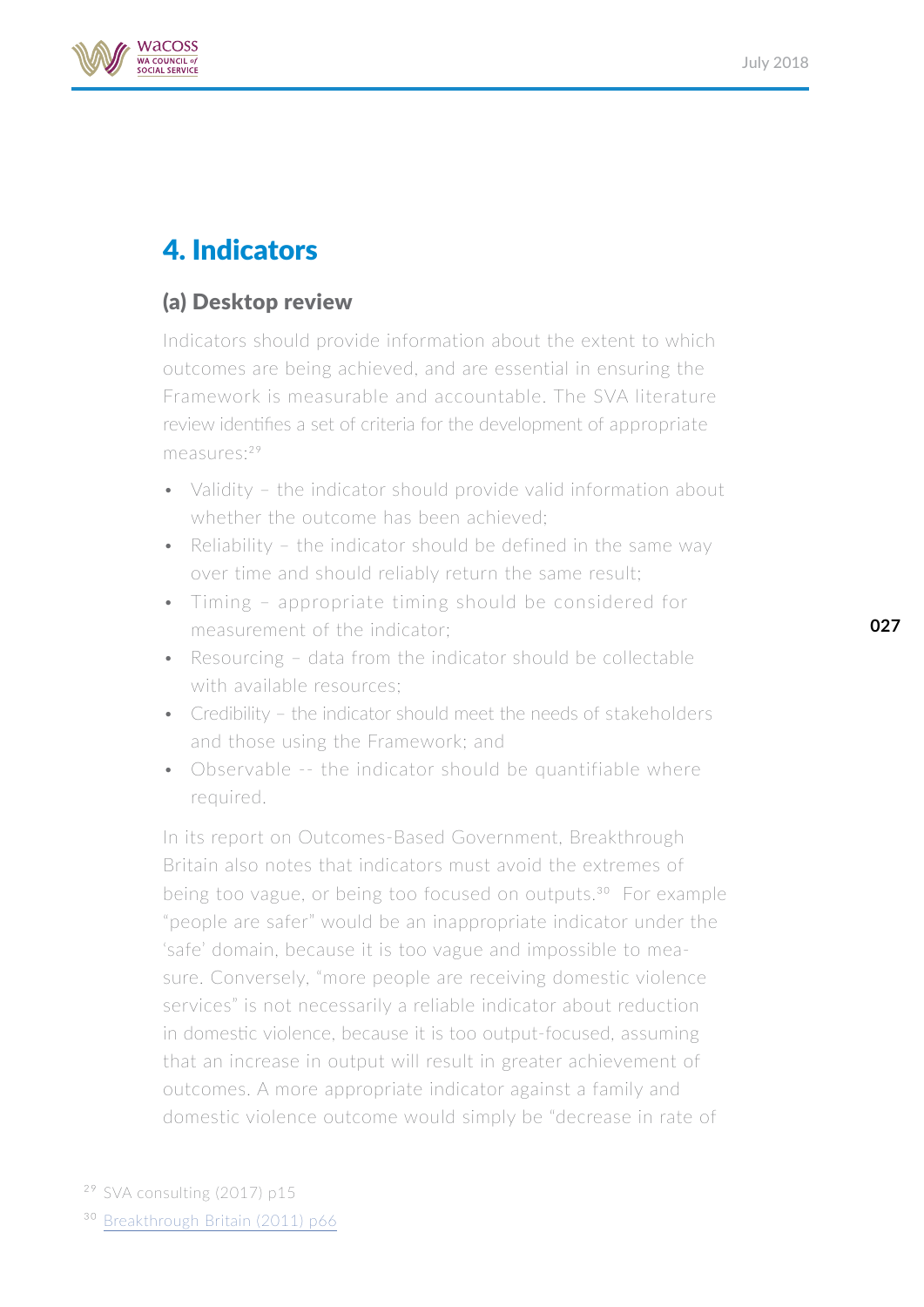# 4. Indicators

## (a) Desktop review

Indicators should provide information about the extent to which outcomes are being achieved, and are essential in ensuring the Framework is measurable and accountable. The SVA literature review identifies a set of criteria for the development of appropriate measures:[29]

- Validity – the indicator should provide valid information about whether the outcome has been achieved;
- Reliability – the indicator should be defined in the same way over time and should reliably return the same result;
- Timing – appropriate timing should be considered for measurement of the indicator;
- Resourcing – data from the indicator should be collectable with available resources;
- Credibility – the indicator should meet the needs of stakeholders and those using the Framework; and
- Observable -- the indicator should be quantifiable where required.

In its report on Outcomes-Based Government, Breakthrough Britain also notes that indicators must avoid the extremes of being too vague, or being too focused on outputs.[30] For example "people are safer" would be an inappropriate indicator under the 'safe' domain, because it is too vague and impossible to measure. Conversely, "more people are receiving domestic violence services" is not necessarily a reliable indicator about reduction in domestic violence, because it is too output-focused, assuming that an increase in output will result in greater achievement of outcomes. A more appropriate indicator against a family and domestic violence outcome would simply be "decrease in rate of

[29] SVA consulting (2017) p15

[30] Breakthrough Britain (2011) p66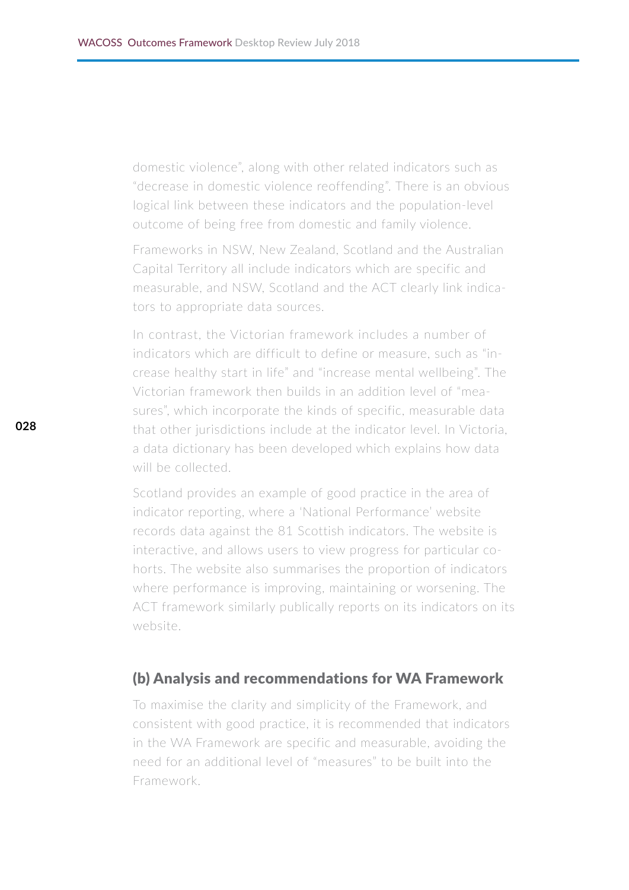domestic violence", along with other related indicators such as "decrease in domestic violence reoffending". There is an obvious logical link between these indicators and the population-level outcome of being free from domestic and family violence.

Frameworks in NSW, New Zealand, Scotland and the Australian Capital Territory all include indicators which are specific and measurable, and NSW, Scotland and the ACT clearly link indicators to appropriate data sources.

In contrast, the Victorian framework includes a number of indicators which are difficult to define or measure, such as "increase healthy start in life" and "increase mental wellbeing". The Victorian framework then builds in an addition level of "measures", which incorporate the kinds of specific, measurable data that other jurisdictions include at the indicator level. In Victoria, a data dictionary has been developed which explains how data will be collected.

Scotland provides an example of good practice in the area of indicator reporting, where a 'National Performance' website records data against the 81 Scottish indicators. The website is interactive, and allows users to view progress for particular cohorts. The website also summarises the proportion of indicators where performance is improving, maintaining or worsening. The ACT framework similarly publically reports on its indicators on its website.

### (b) Analysis and recommendations for WA Framework

To maximise the clarity and simplicity of the Framework, and consistent with good practice, it is recommended that indicators in the WA Framework are specific and measurable, avoiding the need for an additional level of "measures" to be built into the Framework.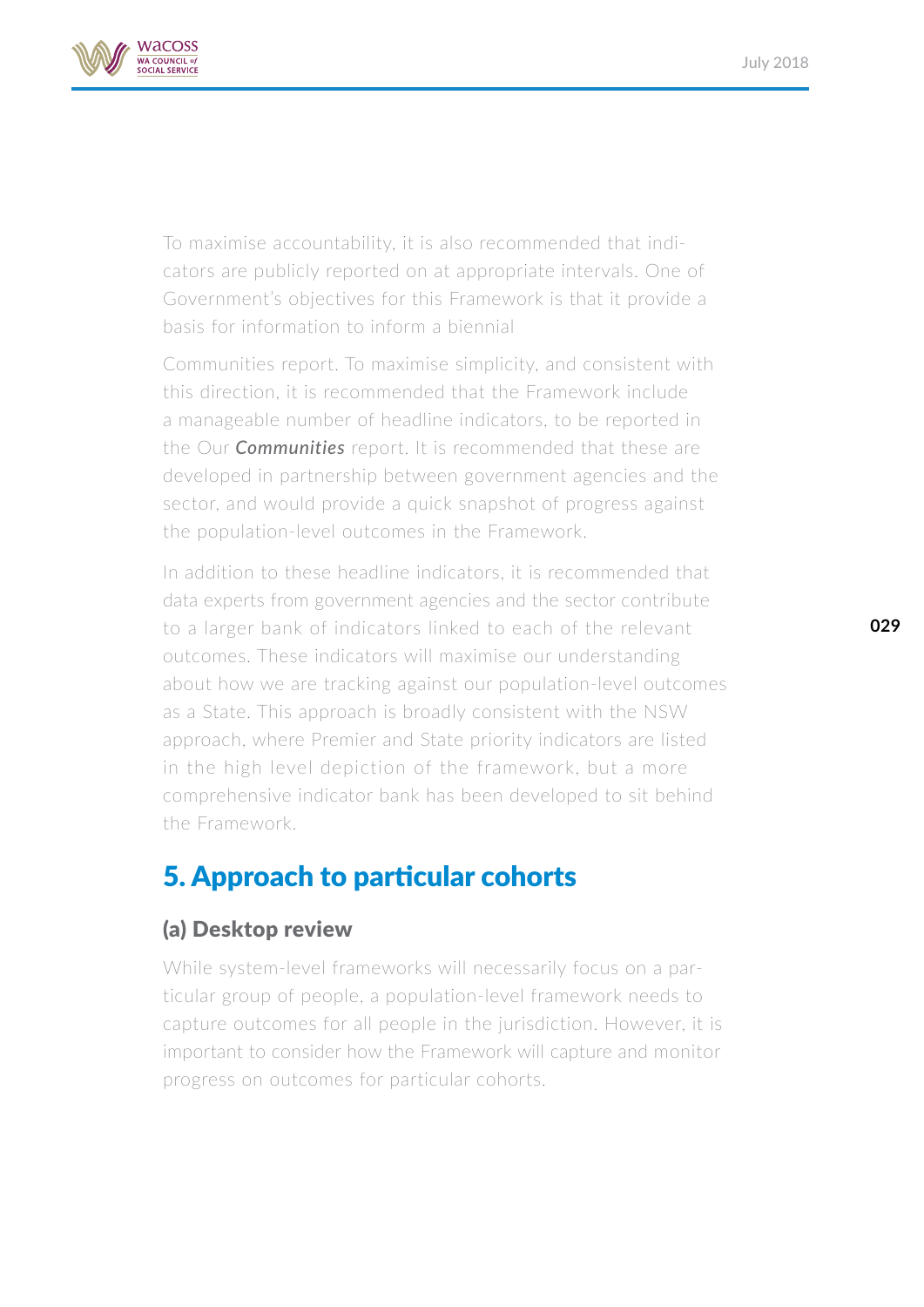To maximise accountability, it is also recommended that indicators are publicly reported on at appropriate intervals. One of Government's objectives for this Framework is that it provide a basis for information to inform a biennial

Communities report. To maximise simplicity, and consistent with this direction, it is recommended that the Framework include a manageable number of headline indicators, to be reported in the Our ***Communities*** report. It is recommended that these are developed in partnership between government agencies and the sector, and would provide a quick snapshot of progress against the population-level outcomes in the Framework.

In addition to these headline indicators, it is recommended that data experts from government agencies and the sector contribute to a larger bank of indicators linked to each of the relevant outcomes. These indicators will maximise our understanding about how we are tracking against our population-level outcomes as a State. This approach is broadly consistent with the NSW approach, where Premier and State priority indicators are listed in the high level depiction of the framework, but a more comprehensive indicator bank has been developed to sit behind the Framework.

## 5. Approach to particular cohorts

### (a) Desktop review

While system-level frameworks will necessarily focus on a particular group of people, a population-level framework needs to capture outcomes for all people in the jurisdiction. However, it is important to consider how the Framework will capture and monitor progress on outcomes for particular cohorts.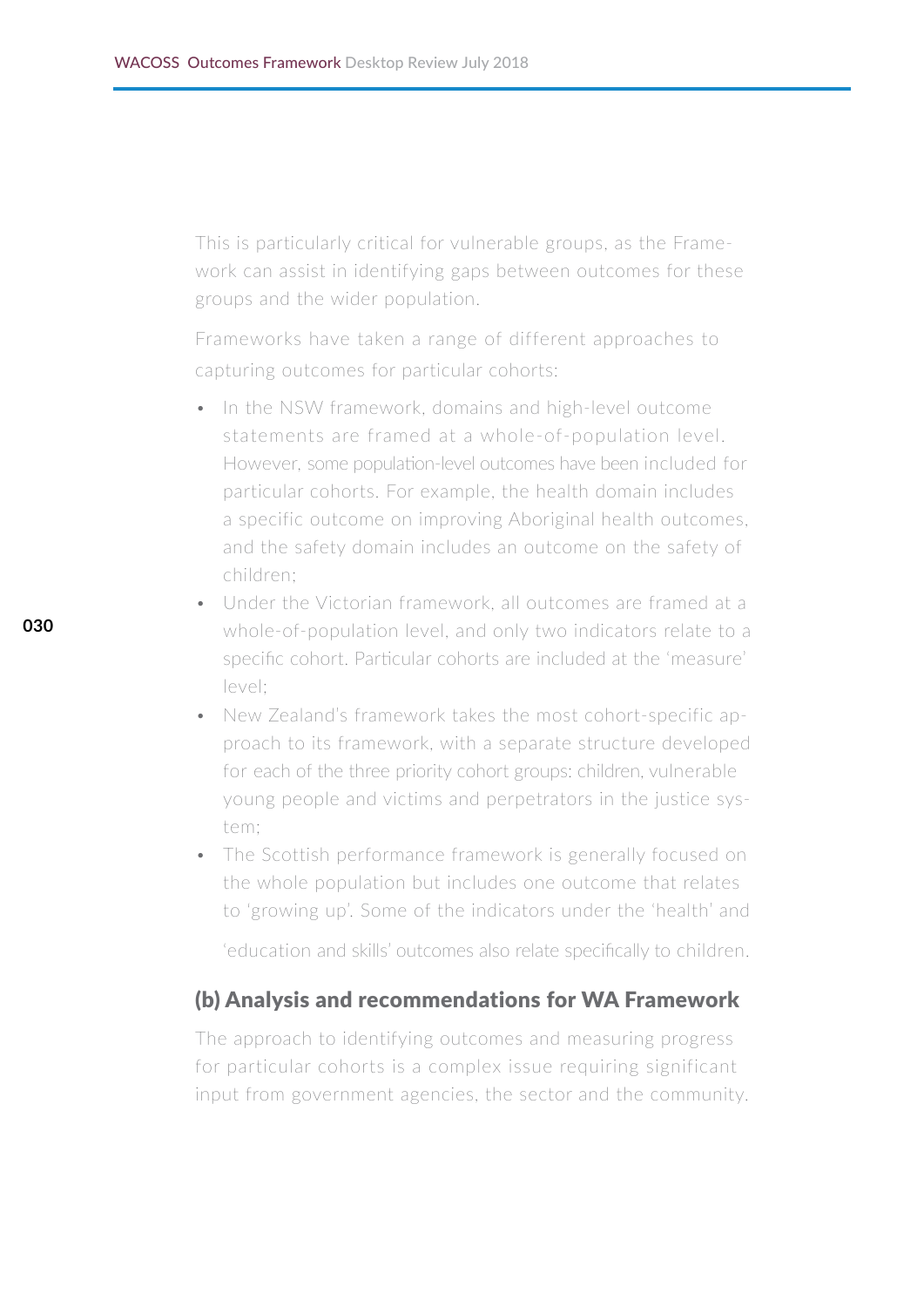This is particularly critical for vulnerable groups, as the Framework can assist in identifying gaps between outcomes for these groups and the wider population.

Frameworks have taken a range of different approaches to capturing outcomes for particular cohorts:

- In the NSW framework, domains and high-level outcome statements are framed at a whole-of-population level. However, some population-level outcomes have been included for particular cohorts. For example, the health domain includes a specific outcome on improving Aboriginal health outcomes, and the safety domain includes an outcome on the safety of children;
- Under the Victorian framework, all outcomes are framed at a whole-of-population level, and only two indicators relate to a specific cohort. Particular cohorts are included at the 'measure' level;
- New Zealand's framework takes the most cohort-specific approach to its framework, with a separate structure developed for each of the three priority cohort groups: children, vulnerable young people and victims and perpetrators in the justice system;
- The Scottish performance framework is generally focused on the whole population but includes one outcome that relates to 'growing up'. Some of the indicators under the 'health' and 'education and skills' outcomes also relate specifically to children.

### (b) Analysis and recommendations for WA Framework

The approach to identifying outcomes and measuring progress for particular cohorts is a complex issue requiring significant input from government agencies, the sector and the community.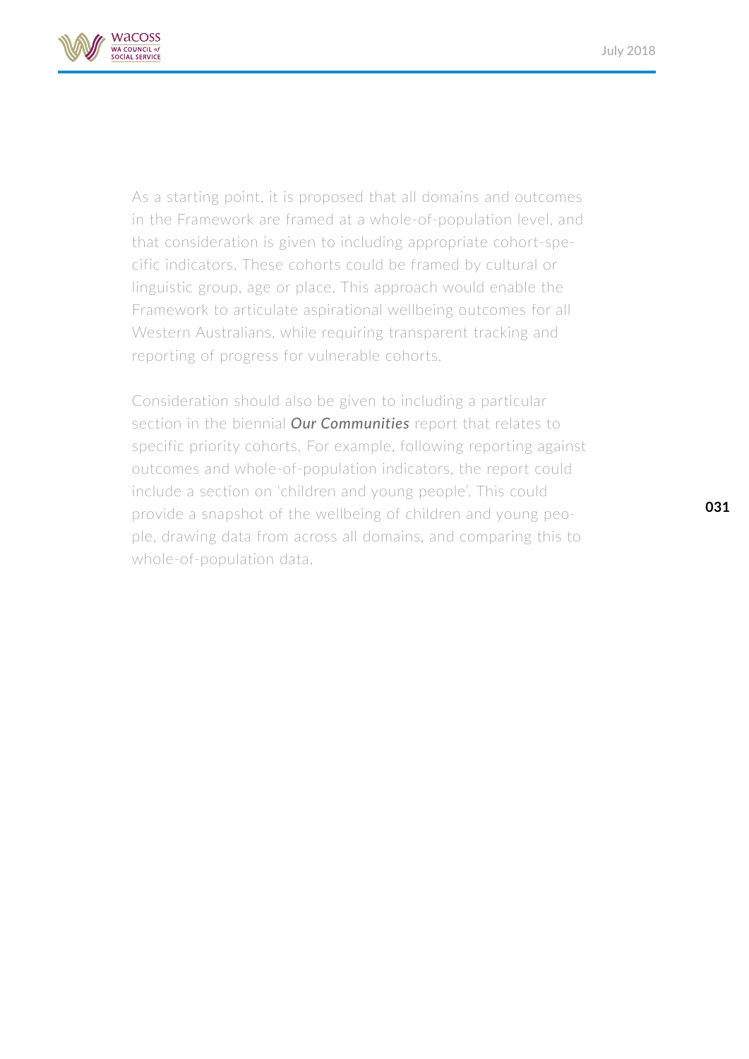As a starting point, it is proposed that all domains and outcomes in the Framework are framed at a whole-of-population level, and that consideration is given to including appropriate cohort-specific indicators. These cohorts could be framed by cultural or linguistic group, age or place. This approach would enable the Framework to articulate aspirational wellbeing outcomes for all Western Australians, while requiring transparent tracking and reporting of progress for vulnerable cohorts.

Consideration should also be given to including a particular section in the biennial ***Our Communities*** report that relates to specific priority cohorts. For example, following reporting against outcomes and whole-of-population indicators, the report could include a section on 'children and young people'. This could provide a snapshot of the wellbeing of children and young people, drawing data from across all domains, and comparing this to whole-of-population data.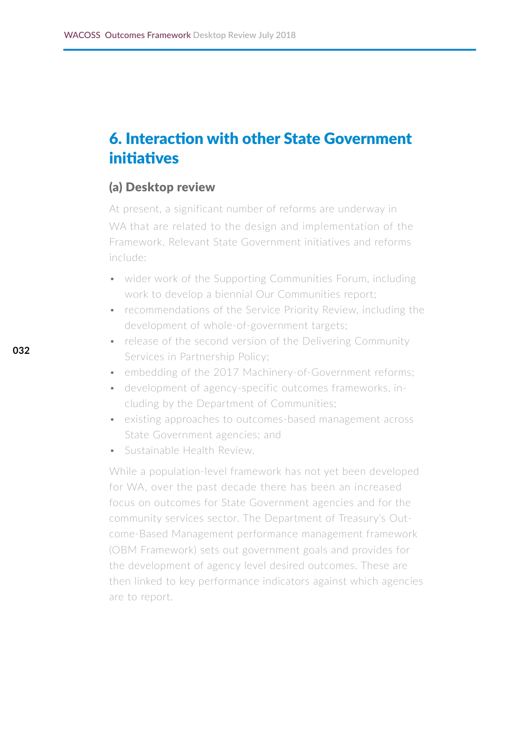# 6. Interaction with other State Government initiatives

## (a) Desktop review

At present, a significant number of reforms are underway in WA that are related to the design and implementation of the Framework. Relevant State Government initiatives and reforms include:

- wider work of the Supporting Communities Forum, including work to develop a biennial Our Communities report;
- recommendations of the Service Priority Review, including the development of whole-of-government targets;
- release of the second version of the Delivering Community Services in Partnership Policy;
- embedding of the 2017 Machinery-of-Government reforms;
- development of agency-specific outcomes frameworks, including by the Department of Communities;
- existing approaches to outcomes-based management across State Government agencies; and
- Sustainable Health Review.

While a population-level framework has not yet been developed for WA, over the past decade there has been an increased focus on outcomes for State Government agencies and for the community services sector. The Department of Treasury's Outcome-Based Management performance management framework (OBM Framework) sets out government goals and provides for the development of agency level desired outcomes. These are then linked to key performance indicators against which agencies are to report.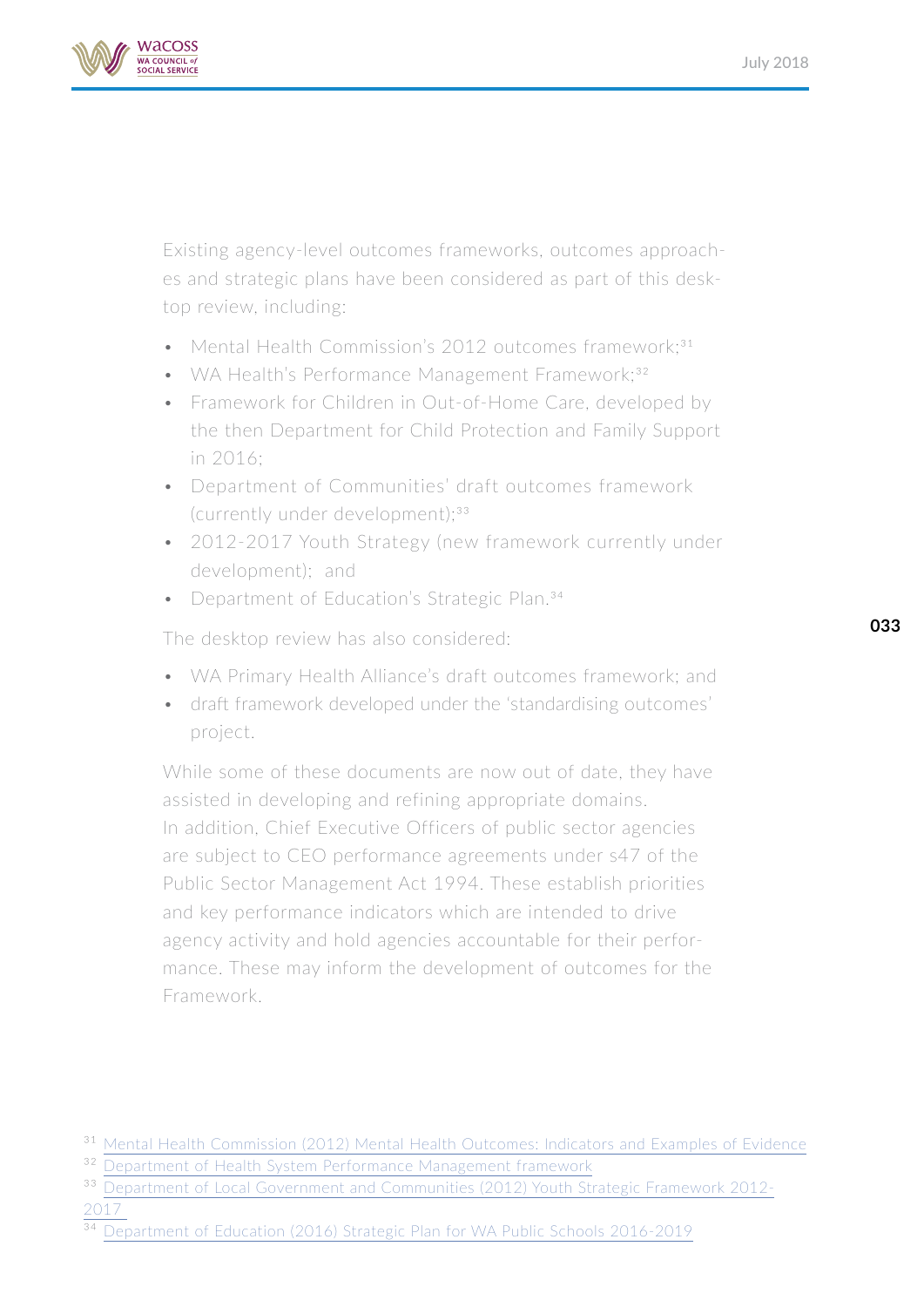Existing agency-level outcomes frameworks, outcomes approaches and strategic plans have been considered as part of this desktop review, including:

- Mental Health Commission's 2012 outcomes framework;[31]
- WA Health's Performance Management Framework;[32]
- Framework for Children in Out-of-Home Care, developed by the then Department for Child Protection and Family Support in 2016;
- Department of Communities' draft outcomes framework (currently under development);[33]
- 2012-2017 Youth Strategy (new framework currently under development); and
- Department of Education's Strategic Plan.[34]

The desktop review has also considered:

- WA Primary Health Alliance's draft outcomes framework; and
- draft framework developed under the 'standardising outcomes' project.

While some of these documents are now out of date, they have assisted in developing and refining appropriate domains. In addition, Chief Executive Officers of public sector agencies are subject to CEO performance agreements under s47 of the Public Sector Management Act 1994. These establish priorities and key performance indicators which are intended to drive agency activity and hold agencies accountable for their performance. These may inform the development of outcomes for the Framework.

[31] Mental Health Commission (2012) Mental Health Outcomes: Indicators and Examples of Evidence

[32] Department of Health System Performance Management framework

[33] Department of Local Government and Communities (2012) Youth Strategic Framework 2012-2017

[34] Department of Education (2016) Strategic Plan for WA Public Schools 2016-2019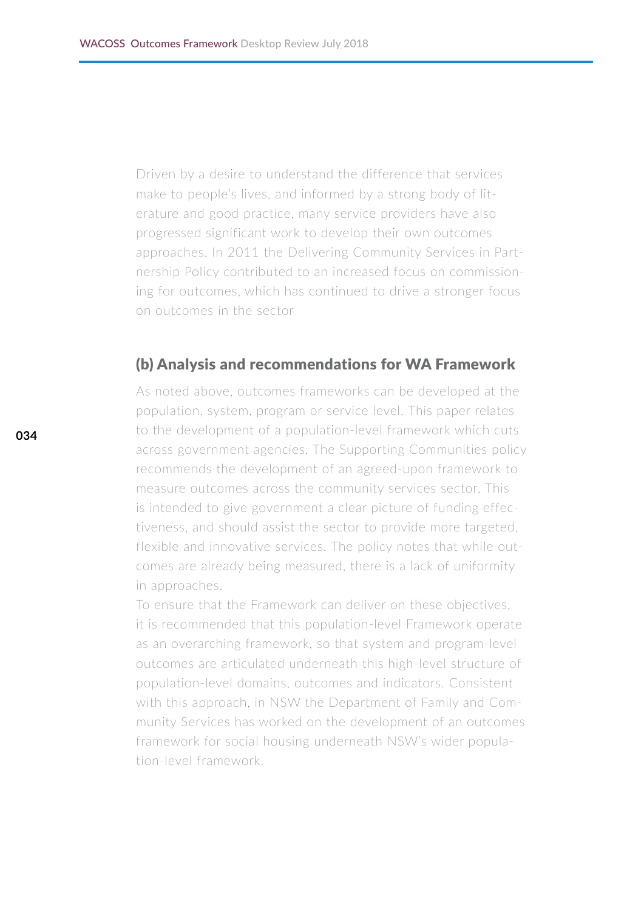Driven by a desire to understand the difference that services make to people's lives, and informed by a strong body of literature and good practice, many service providers have also progressed significant work to develop their own outcomes approaches. In 2011 the Delivering Community Services in Partnership Policy contributed to an increased focus on commissioning for outcomes, which has continued to drive a stronger focus on outcomes in the sector

## (b) Analysis and recommendations for WA Framework

As noted above, outcomes frameworks can be developed at the population, system, program or service level. This paper relates to the development of a population-level framework which cuts across government agencies. The Supporting Communities policy recommends the development of an agreed-upon framework to measure outcomes across the community services sector. This is intended to give government a clear picture of funding effectiveness, and should assist the sector to provide more targeted, flexible and innovative services. The policy notes that while outcomes are already being measured, there is a lack of uniformity in approaches.

To ensure that the Framework can deliver on these objectives, it is recommended that this population-level Framework operate as an overarching framework, so that system and program-level outcomes are articulated underneath this high-level structure of population-level domains, outcomes and indicators. Consistent with this approach, in NSW the Department of Family and Community Services has worked on the development of an outcomes framework for social housing underneath NSW's wider population-level framework.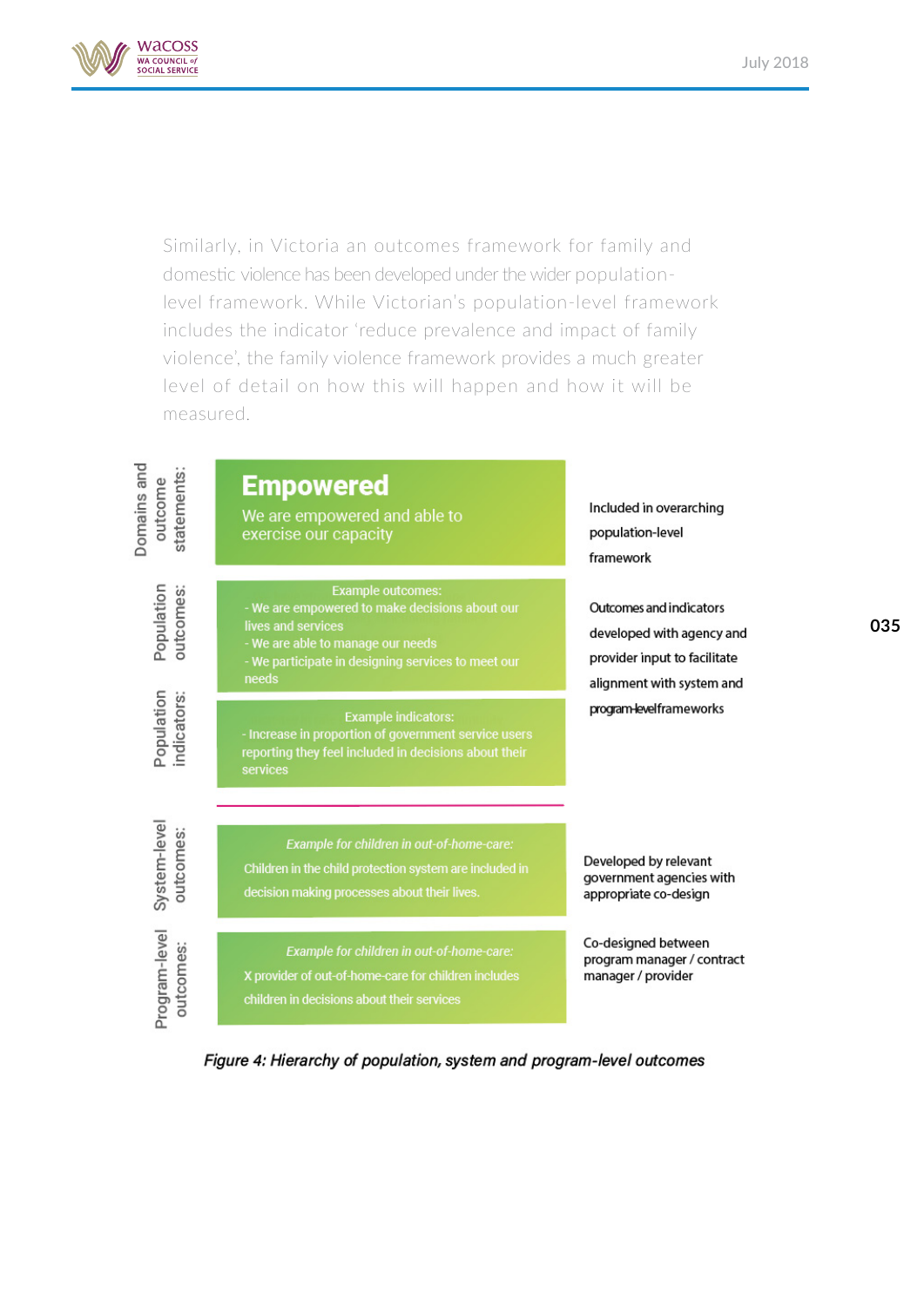Similarly, in Victoria an outcomes framework for family and domestic violence has been developed under the wider population-level framework. While Victorian's population-level framework includes the indicator 'reduce prevalence and impact of family violence', the family violence framework provides a much greater level of detail on how this will happen and how it will be measured.

| Level | Example | Development |
|---|---|---|
| Domains and outcome statements: | **Empowered** We are empowered and able to exercise our capacity | Included in overarching population-level framework |
| Population outcomes: | Example outcomes: - We are empowered to make decisions about our lives and services - We are able to manage our needs - We participate in designing services to meet our needs | Outcomes and indicators developed with agency and provider input to facilitate alignment with system and program-level frameworks |
| Population indicators: | Example indicators: - Increase in proportion of government service users reporting they feel included in decisions about their services | |
| System-level outcomes: | *Example for children in out-of-home-care:* Children in the child protection system are included in decision making processes about their lives. | Developed by relevant government agencies with appropriate co-design |
| Program-level outcomes: | *Example for children in out-of-home-care:* X provider of out-of-home-care for children includes children in decisions about their services | Co-designed between program manager / contract manager / provider |

***Figure 4: Hierarchy of population, system and program-level outcomes***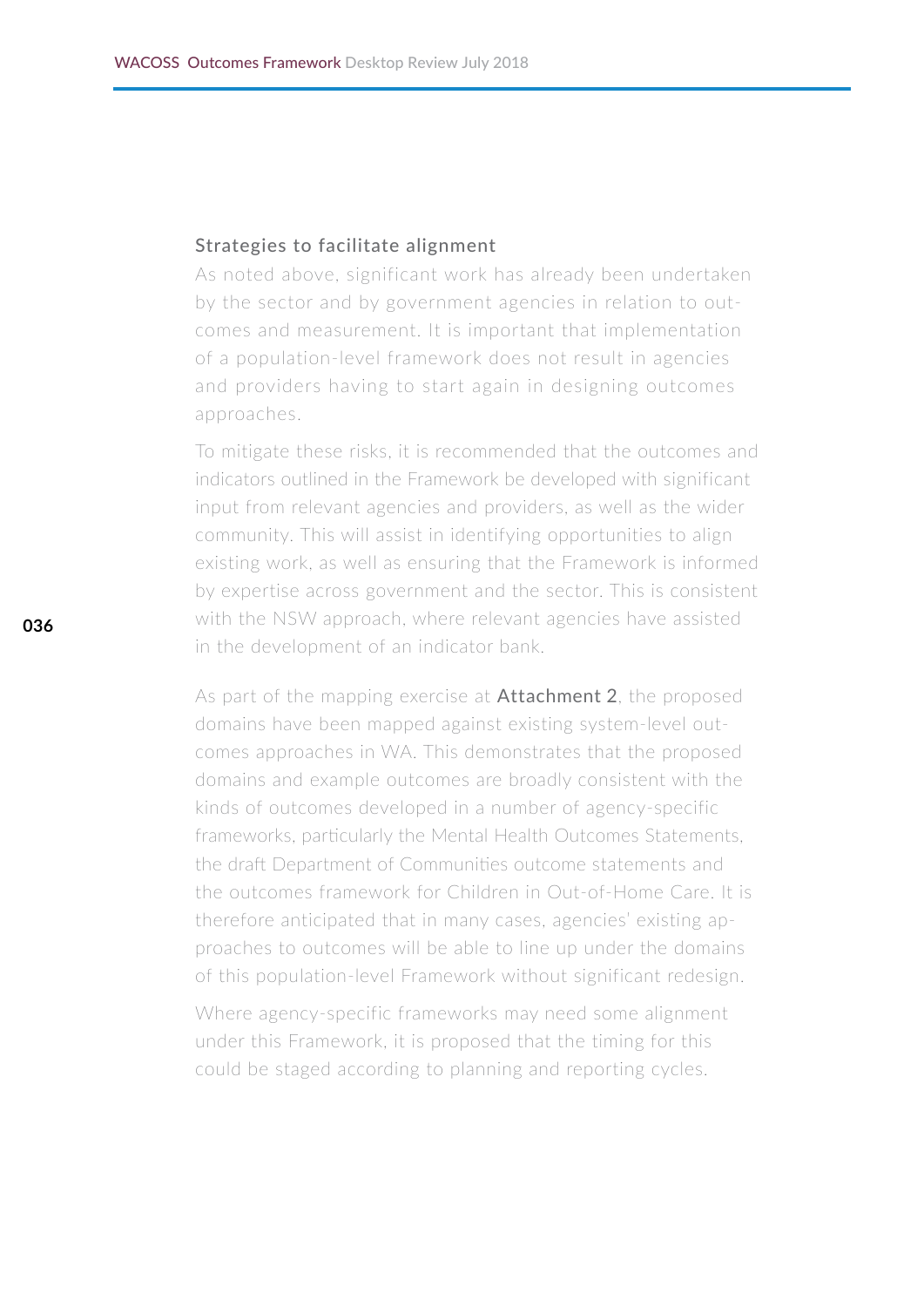### Strategies to facilitate alignment

As noted above, significant work has already been undertaken by the sector and by government agencies in relation to outcomes and measurement. It is important that implementation of a population-level framework does not result in agencies and providers having to start again in designing outcomes approaches.

To mitigate these risks, it is recommended that the outcomes and indicators outlined in the Framework be developed with significant input from relevant agencies and providers, as well as the wider community. This will assist in identifying opportunities to align existing work, as well as ensuring that the Framework is informed by expertise across government and the sector. This is consistent with the NSW approach, where relevant agencies have assisted in the development of an indicator bank.

As part of the mapping exercise at **Attachment 2**, the proposed domains have been mapped against existing system-level outcomes approaches in WA. This demonstrates that the proposed domains and example outcomes are broadly consistent with the kinds of outcomes developed in a number of agency-specific frameworks, particularly the Mental Health Outcomes Statements, the draft Department of Communities outcome statements and the outcomes framework for Children in Out-of-Home Care. It is therefore anticipated that in many cases, agencies' existing approaches to outcomes will be able to line up under the domains of this population-level Framework without significant redesign.

Where agency-specific frameworks may need some alignment under this Framework, it is proposed that the timing for this could be staged according to planning and reporting cycles.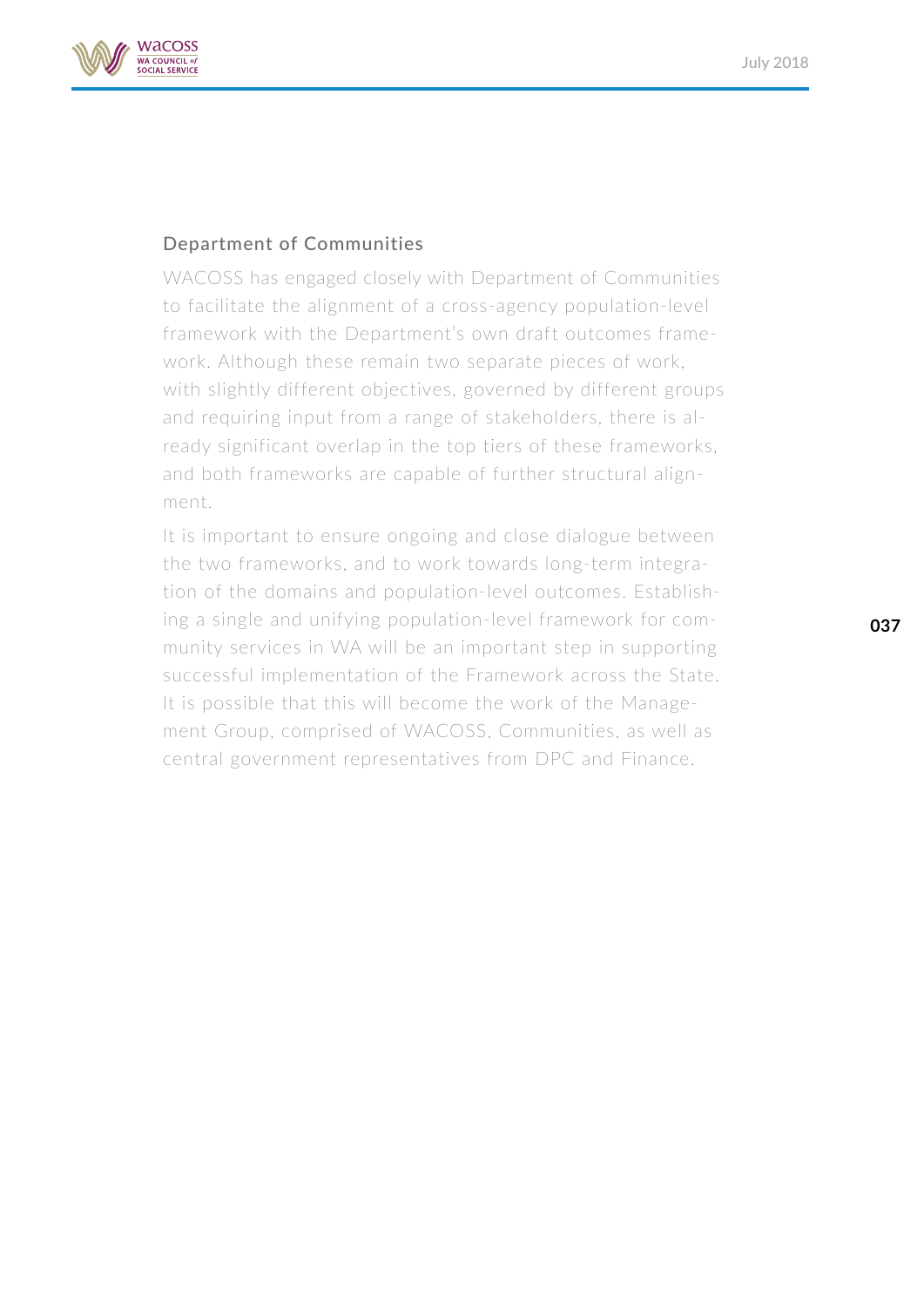## Department of Communities

WACOSS has engaged closely with Department of Communities to facilitate the alignment of a cross-agency population-level framework with the Department's own draft outcomes framework. Although these remain two separate pieces of work, with slightly different objectives, governed by different groups and requiring input from a range of stakeholders, there is already significant overlap in the top tiers of these frameworks, and both frameworks are capable of further structural alignment.

It is important to ensure ongoing and close dialogue between the two frameworks, and to work towards long-term integration of the domains and population-level outcomes. Establishing a single and unifying population-level framework for community services in WA will be an important step in supporting successful implementation of the Framework across the State. It is possible that this will become the work of the Management Group, comprised of WACOSS, Communities, as well as central government representatives from DPC and Finance.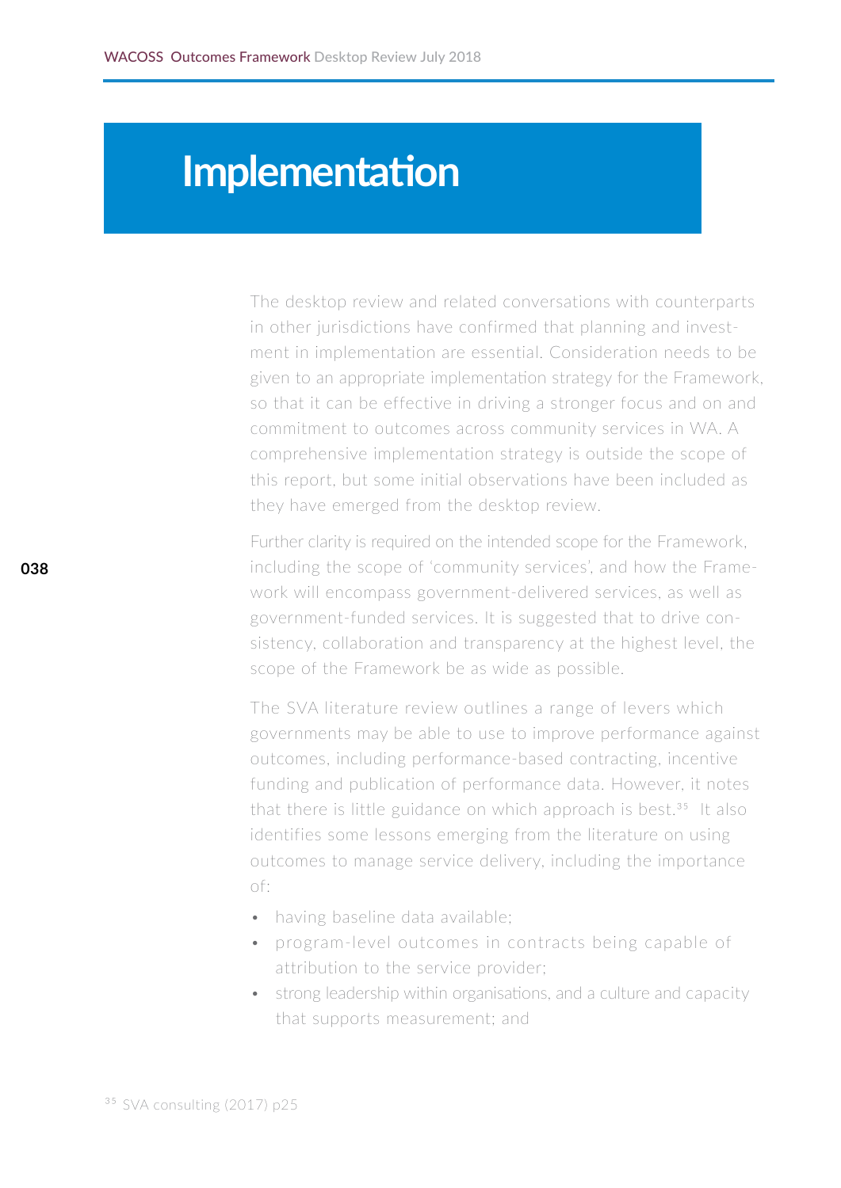# Implementation

The desktop review and related conversations with counterparts in other jurisdictions have confirmed that planning and investment in implementation are essential. Consideration needs to be given to an appropriate implementation strategy for the Framework, so that it can be effective in driving a stronger focus and on and commitment to outcomes across community services in WA. A comprehensive implementation strategy is outside the scope of this report, but some initial observations have been included as they have emerged from the desktop review.

Further clarity is required on the intended scope for the Framework, including the scope of 'community services', and how the Framework will encompass government-delivered services, as well as government-funded services. It is suggested that to drive consistency, collaboration and transparency at the highest level, the scope of the Framework be as wide as possible.

The SVA literature review outlines a range of levers which governments may be able to use to improve performance against outcomes, including performance-based contracting, incentive funding and publication of performance data. However, it notes that there is little guidance on which approach is best.[35] It also identifies some lessons emerging from the literature on using outcomes to manage service delivery, including the importance of:

- having baseline data available;
- program-level outcomes in contracts being capable of attribution to the service provider;
- strong leadership within organisations, and a culture and capacity that supports measurement; and

[35] SVA consulting (2017) p25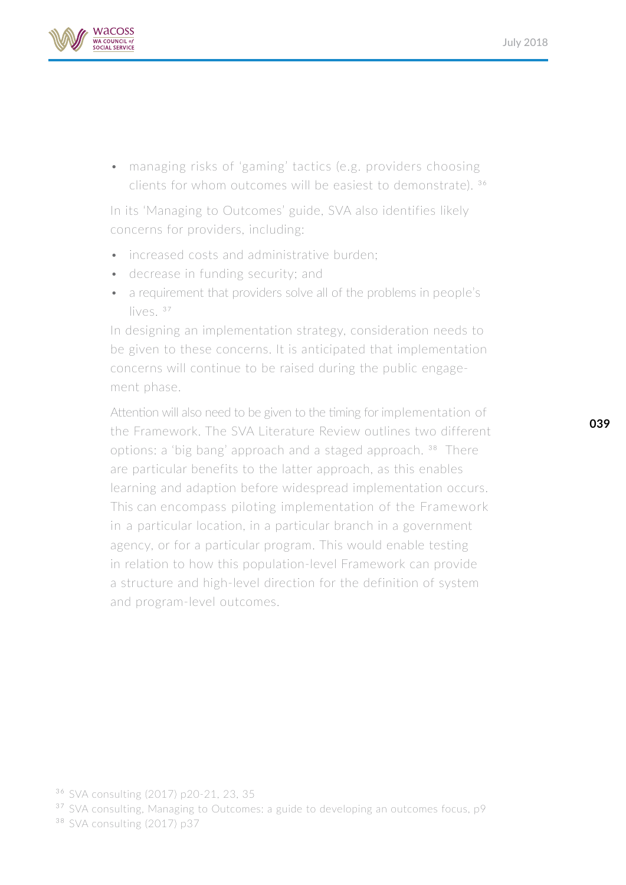- managing risks of 'gaming' tactics (e.g. providers choosing clients for whom outcomes will be easiest to demonstrate). [36]

In its 'Managing to Outcomes' guide, SVA also identifies likely concerns for providers, including:

- increased costs and administrative burden;
- decrease in funding security; and
- a requirement that providers solve all of the problems in people's lives. [37]

In designing an implementation strategy, consideration needs to be given to these concerns. It is anticipated that implementation concerns will continue to be raised during the public engagement phase.

Attention will also need to be given to the timing for implementation of the Framework. The SVA Literature Review outlines two different options: a 'big bang' approach and a staged approach. [38] There are particular benefits to the latter approach, as this enables learning and adaption before widespread implementation occurs. This can encompass piloting implementation of the Framework in a particular location, in a particular branch in a government agency, or for a particular program. This would enable testing in relation to how this population-level Framework can provide a structure and high-level direction for the definition of system and program-level outcomes.

[36] SVA consulting (2017) p20-21, 23, 35

[37] SVA consulting, Managing to Outcomes: a guide to developing an outcomes focus, p9

[38] SVA consulting (2017) p37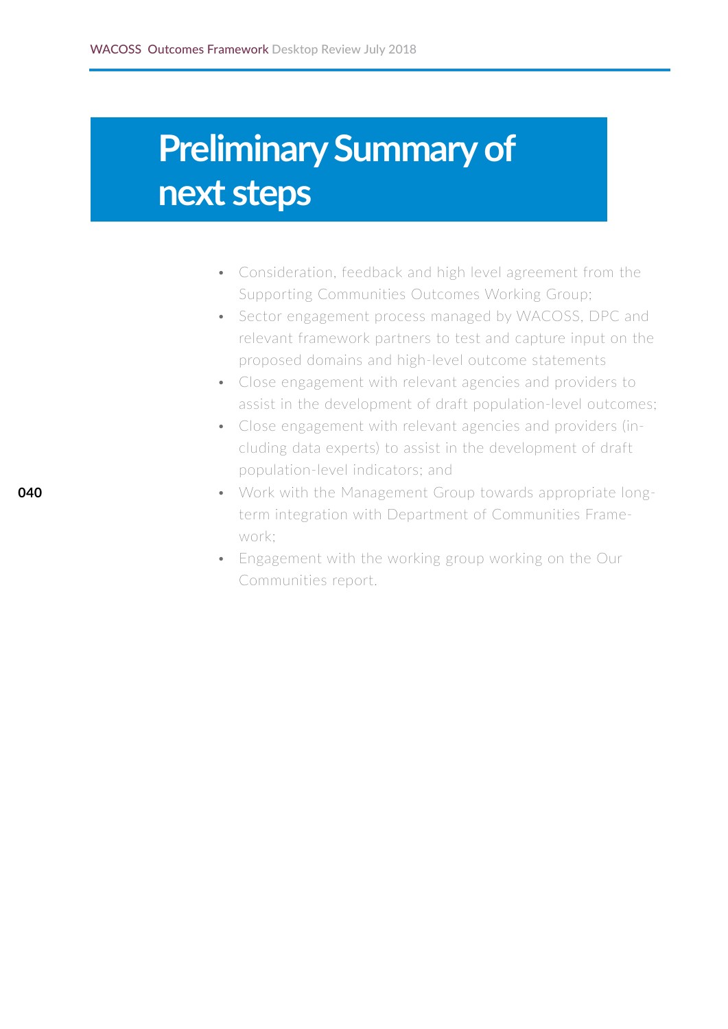# Preliminary Summary of next steps

- Consideration, feedback and high level agreement from the Supporting Communities Outcomes Working Group;
- Sector engagement process managed by WACOSS, DPC and relevant framework partners to test and capture input on the proposed domains and high-level outcome statements
- Close engagement with relevant agencies and providers to assist in the development of draft population-level outcomes;
- Close engagement with relevant agencies and providers (including data experts) to assist in the development of draft population-level indicators; and
- Work with the Management Group towards appropriate long-term integration with Department of Communities Framework;
- Engagement with the working group working on the Our Communities report.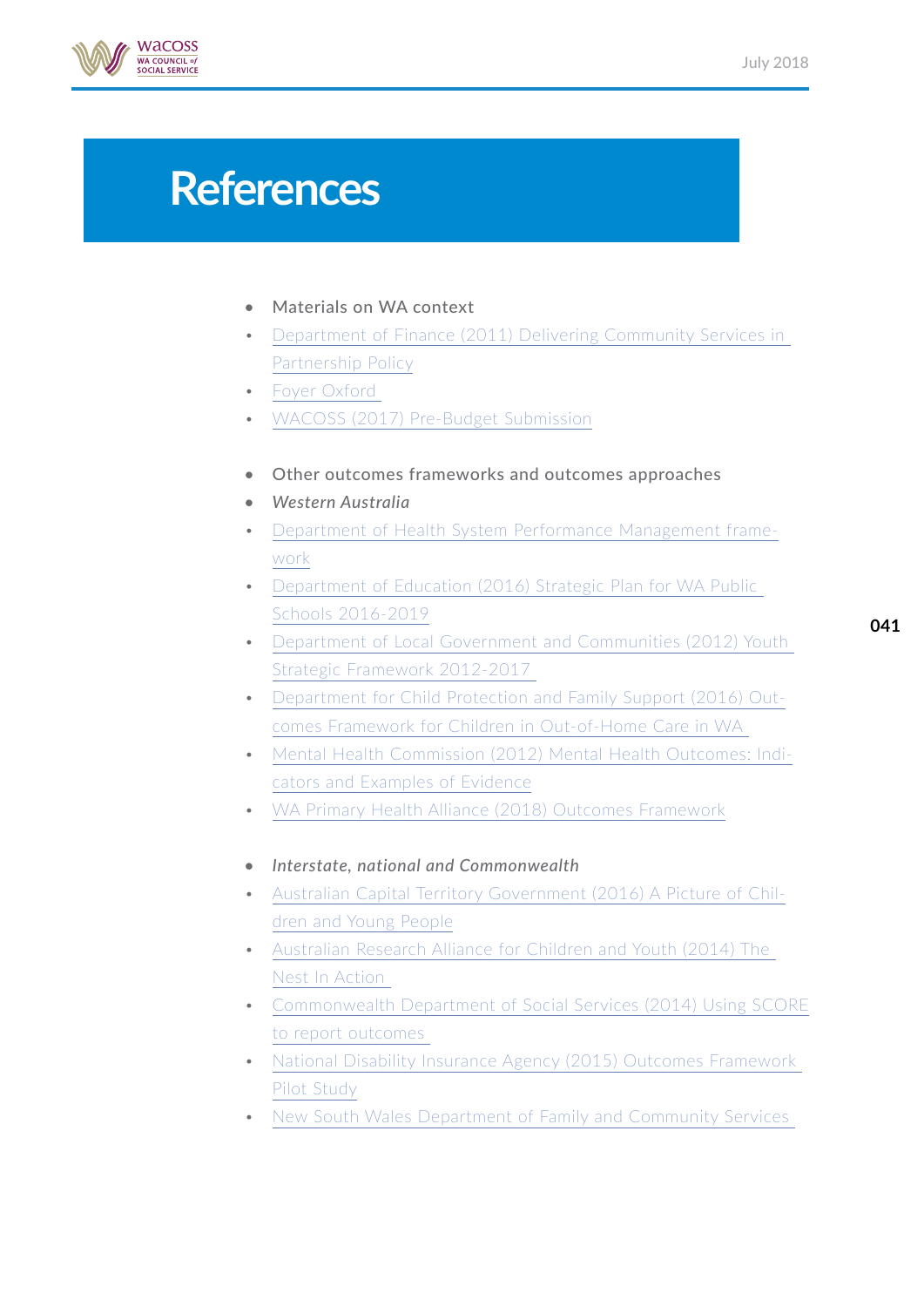# References

- Materials on WA context
- Department of Finance (2011) Delivering Community Services in Partnership Policy
- Foyer Oxford
- WACOSS (2017) Pre-Budget Submission

- Other outcomes frameworks and outcomes approaches
- *Western Australia*
- Department of Health System Performance Management framework
- Department of Education (2016) Strategic Plan for WA Public Schools 2016-2019
- Department of Local Government and Communities (2012) Youth Strategic Framework 2012-2017
- Department for Child Protection and Family Support (2016) Outcomes Framework for Children in Out-of-Home Care in WA
- Mental Health Commission (2012) Mental Health Outcomes: Indicators and Examples of Evidence
- WA Primary Health Alliance (2018) Outcomes Framework

- *Interstate, national and Commonwealth*
- Australian Capital Territory Government (2016) A Picture of Children and Young People
- Australian Research Alliance for Children and Youth (2014) The Nest In Action
- Commonwealth Department of Social Services (2014) Using SCORE to report outcomes
- National Disability Insurance Agency (2015) Outcomes Framework Pilot Study
- New South Wales Department of Family and Community Services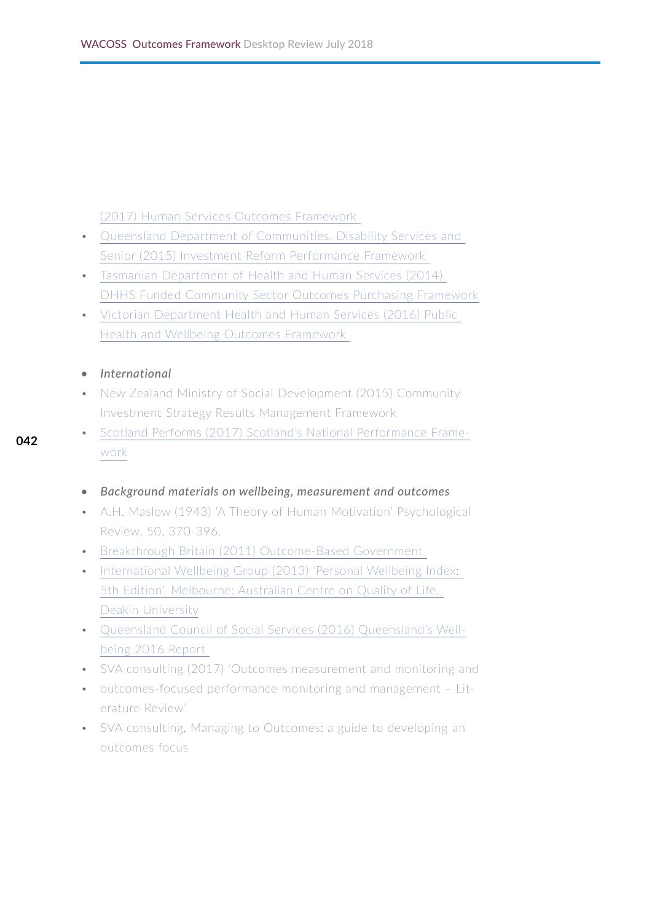(2017) Human Services Outcomes Framework

- Queensland Department of Communities, Disability Services and Senior (2015) Investment Reform Performance Framework
- Tasmanian Department of Health and Human Services (2014) DHHS Funded Community Sector Outcomes Purchasing Framework
- Victorian Department Health and Human Services (2016) Public Health and Wellbeing Outcomes Framework

- *International*
- New Zealand Ministry of Social Development (2015) Community Investment Strategy Results Management Framework
- Scotland Performs (2017) Scotland's National Performance Framework

- ***Background materials on wellbeing, measurement and outcomes***
- A.H. Maslow (1943) 'A Theory of Human Motivation' Psychological Review, 50, 370-396.
- Breakthrough Britain (2011) Outcome-Based Government
- International Wellbeing Group (2013) 'Personal Wellbeing Index: 5th Edition'. Melbourne: Australian Centre on Quality of Life, Deakin University
- Queensland Council of Social Services (2016) Queensland's Wellbeing 2016 Report
- SVA consulting (2017) 'Outcomes measurement and monitoring and
- outcomes-focused performance monitoring and management – Literature Review'
- SVA consulting, Managing to Outcomes: a guide to developing an outcomes focus